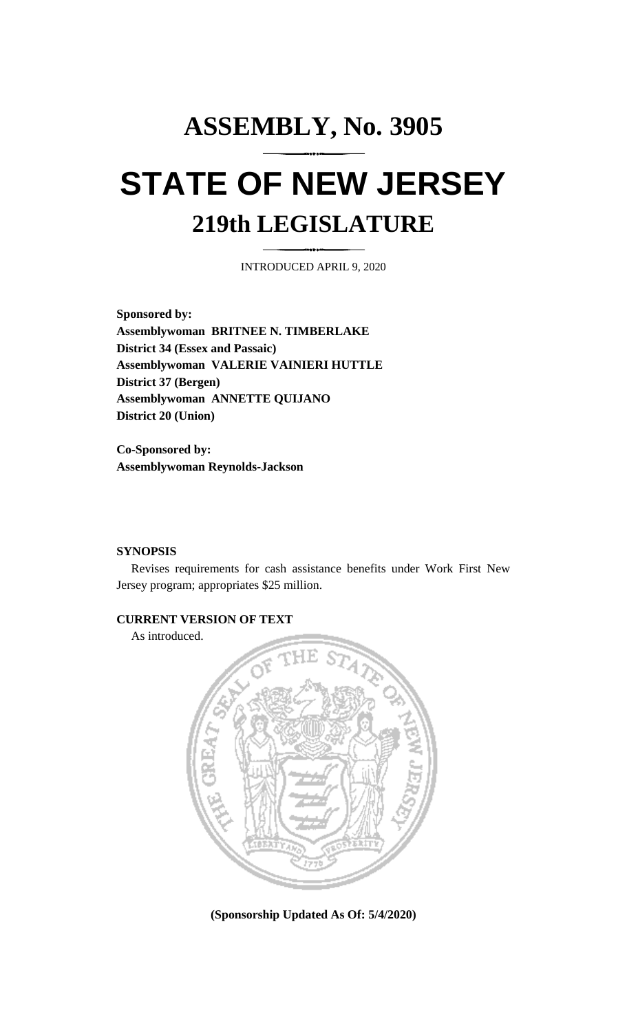# ASSEMBLY, No. 3905

# STATE OF NEW JERSEY

## 219th LEGISLATURE

INTRODUCED APRIL 9, 2020

**Sponsored by:**
**Assemblywoman BRITNEE N. TIMBERLAKE**
**District 34 (Essex and Passaic)**
**Assemblywoman VALERIE VAINIERI HUTTLE**
**District 37 (Bergen)**
**Assemblywoman ANNETTE QUIJANO**
**District 20 (Union)**

**Co-Sponsored by:**
**Assemblywoman Reynolds-Jackson**

**SYNOPSIS**

Revises requirements for cash assistance benefits under Work First New Jersey program; appropriates $25 million.

**CURRENT VERSION OF TEXT**

As introduced.

**(Sponsorship Updated As Of: 5/4/2020)**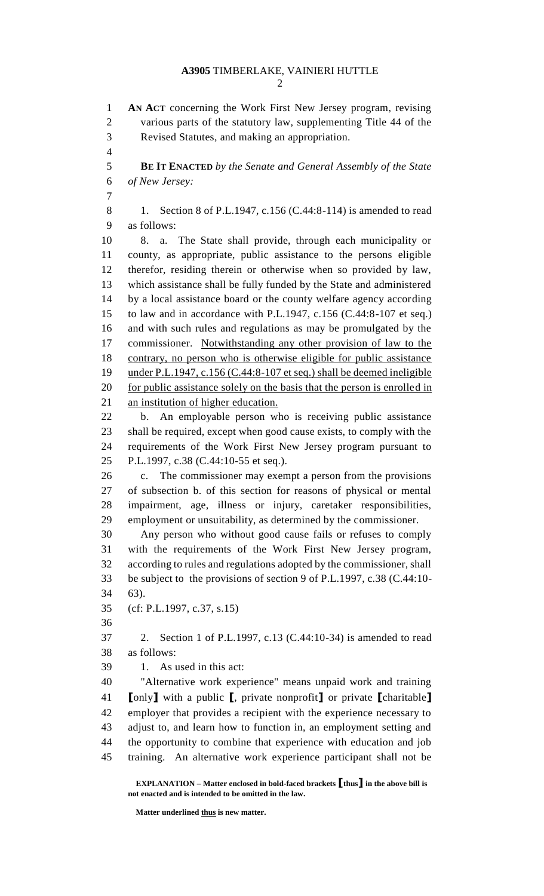**AN ACT** concerning the Work First New Jersey program, revising various parts of the statutory law, supplementing Title 44 of the Revised Statutes, and making an appropriation.

**BE IT ENACTED** *by the Senate and General Assembly of the State of New Jersey:*

1. Section 8 of P.L.1947, c.156 (C.44:8-114) is amended to read as follows:

8. a. The State shall provide, through each municipality or county, as appropriate, public assistance to the persons eligible therefor, residing therein or otherwise when so provided by law, which assistance shall be fully funded by the State and administered by a local assistance board or the county welfare agency according to law and in accordance with P.L.1947, c.156 (C.44:8-107 et seq.) and with such rules and regulations as may be promulgated by the commissioner. <u>Notwithstanding any other provision of law to the contrary, no person who is otherwise eligible for public assistance under P.L.1947, c.156 (C.44:8-107 et seq.) shall be deemed ineligible for public assistance solely on the basis that the person is enrolled in an institution of higher education.</u>

b. An employable person who is receiving public assistance shall be required, except when good cause exists, to comply with the requirements of the Work First New Jersey program pursuant to P.L.1997, c.38 (C.44:10-55 et seq.).

c. The commissioner may exempt a person from the provisions of subsection b. of this section for reasons of physical or mental impairment, age, illness or injury, caretaker responsibilities, employment or unsuitability, as determined by the commissioner.

Any person who without good cause fails or refuses to comply with the requirements of the Work First New Jersey program, according to rules and regulations adopted by the commissioner, shall be subject to the provisions of section 9 of P.L.1997, c.38 (C.44:10-63).

(cf: P.L.1997, c.37, s.15)

2. Section 1 of P.L.1997, c.13 (C.44:10-34) is amended to read as follows:

1. As used in this act:

"Alternative work experience" means unpaid work and training **[**only**]** with a public **[**, private nonprofit**]** or private **[**charitable**]** employer that provides a recipient with the experience necessary to adjust to, and learn how to function in, an employment setting and the opportunity to combine that experience with education and job training. An alternative work experience participant shall not be

**EXPLANATION – Matter enclosed in bold-faced brackets [thus] in the above bill is not enacted and is intended to be omitted in the law.**

**Matter underlined <u>thus</u> is new matter.**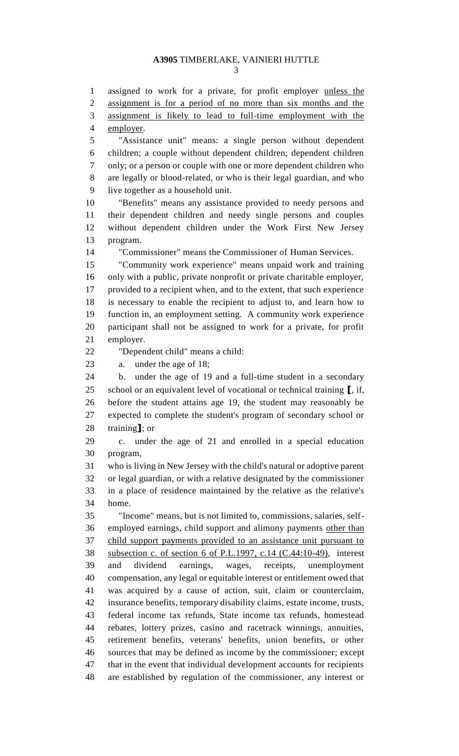assigned to work for a private, for profit employer unless the assignment is for a period of no more than six months and the assignment is likely to lead to full-time employment with the employer.

"Assistance unit" means: a single person without dependent children; a couple without dependent children; dependent children only; or a person or couple with one or more dependent children who are legally or blood-related, or who is their legal guardian, and who live together as a household unit.

"Benefits" means any assistance provided to needy persons and their dependent children and needy single persons and couples without dependent children under the Work First New Jersey program.

"Commissioner" means the Commissioner of Human Services.

"Community work experience" means unpaid work and training only with a public, private nonprofit or private charitable employer, provided to a recipient when, and to the extent, that such experience is necessary to enable the recipient to adjust to, and learn how to function in, an employment setting. A community work experience participant shall not be assigned to work for a private, for profit employer.

"Dependent child" means a child:

a. under the age of 18;

b. under the age of 19 and a full-time student in a secondary school or an equivalent level of vocational or technical training **[**, if, before the student attains age 19, the student may reasonably be expected to complete the student's program of secondary school or training**]**; or

c. under the age of 21 and enrolled in a special education program,

who is living in New Jersey with the child's natural or adoptive parent or legal guardian, or with a relative designated by the commissioner in a place of residence maintained by the relative as the relative's home.

"Income" means, but is not limited to, commissions, salaries, self-employed earnings, child support and alimony payments other than child support payments provided to an assistance unit pursuant to subsection c. of section 6 of P.L.1997, c.14 (C.44:10-49), interest and dividend earnings, wages, receipts, unemployment compensation, any legal or equitable interest or entitlement owed that was acquired by a cause of action, suit, claim or counterclaim, insurance benefits, temporary disability claims, estate income, trusts, federal income tax refunds, State income tax refunds, homestead rebates, lottery prizes, casino and racetrack winnings, annuities, retirement benefits, veterans' benefits, union benefits, or other sources that may be defined as income by the commissioner; except that in the event that individual development accounts for recipients are established by regulation of the commissioner, any interest or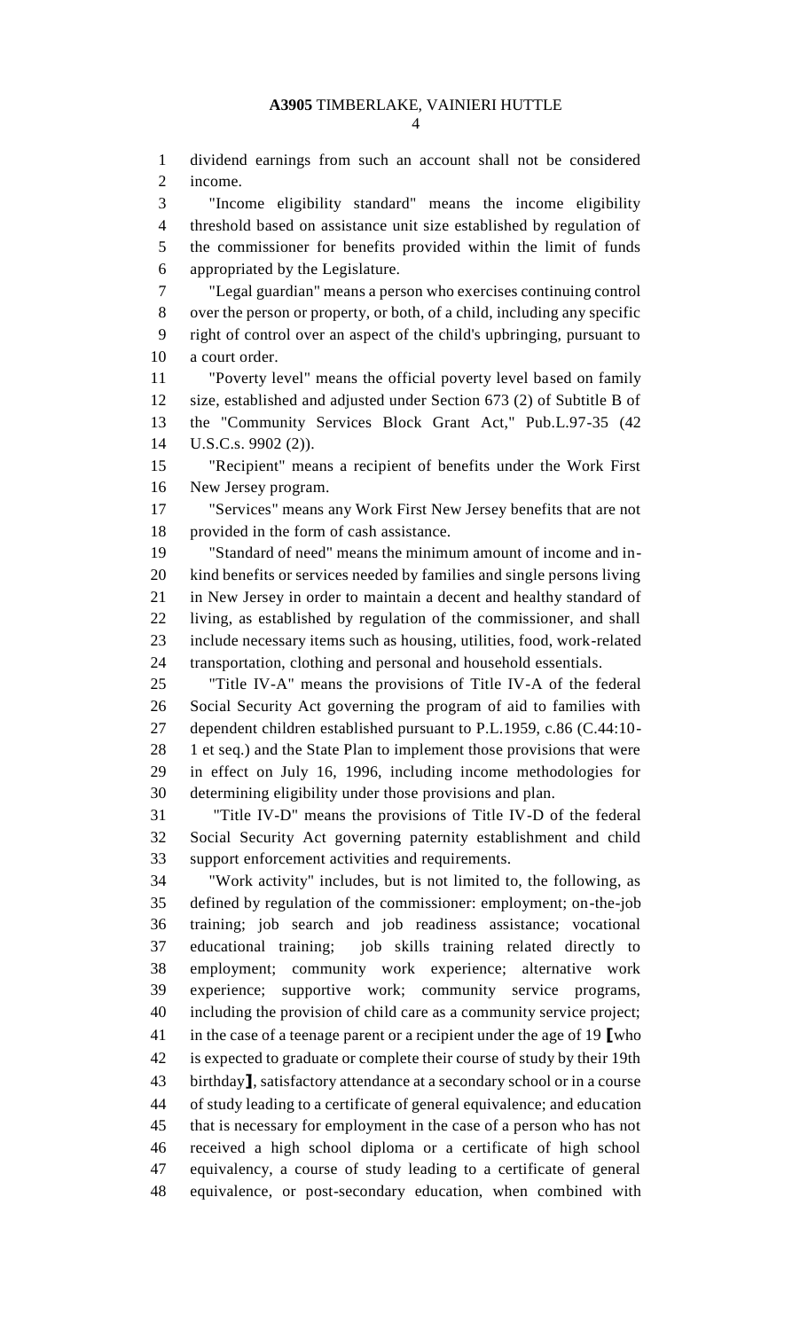dividend earnings from such an account shall not be considered income.

"Income eligibility standard" means the income eligibility threshold based on assistance unit size established by regulation of the commissioner for benefits provided within the limit of funds appropriated by the Legislature.

"Legal guardian" means a person who exercises continuing control over the person or property, or both, of a child, including any specific right of control over an aspect of the child's upbringing, pursuant to a court order.

"Poverty level" means the official poverty level based on family size, established and adjusted under Section 673 (2) of Subtitle B of the "Community Services Block Grant Act," Pub.L.97-35 (42 U.S.C.s. 9902 (2)).

"Recipient" means a recipient of benefits under the Work First New Jersey program.

"Services" means any Work First New Jersey benefits that are not provided in the form of cash assistance.

"Standard of need" means the minimum amount of income and in-kind benefits or services needed by families and single persons living in New Jersey in order to maintain a decent and healthy standard of living, as established by regulation of the commissioner, and shall include necessary items such as housing, utilities, food, work-related transportation, clothing and personal and household essentials.

"Title IV-A" means the provisions of Title IV-A of the federal Social Security Act governing the program of aid to families with dependent children established pursuant to P.L.1959, c.86 (C.44:10-1 et seq.) and the State Plan to implement those provisions that were in effect on July 16, 1996, including income methodologies for determining eligibility under those provisions and plan.

"Title IV-D" means the provisions of Title IV-D of the federal Social Security Act governing paternity establishment and child support enforcement activities and requirements.

"Work activity" includes, but is not limited to, the following, as defined by regulation of the commissioner: employment; on-the-job training; job search and job readiness assistance; vocational educational training; job skills training related directly to employment; community work experience; alternative work experience; supportive work; community service programs, including the provision of child care as a community service project; in the case of a teenage parent or a recipient under the age of 19 ⟦who is expected to graduate or complete their course of study by their 19th birthday⟧, satisfactory attendance at a secondary school or in a course of study leading to a certificate of general equivalence; and education that is necessary for employment in the case of a person who has not received a high school diploma or a certificate of high school equivalency, a course of study leading to a certificate of general equivalence, or post-secondary education, when combined with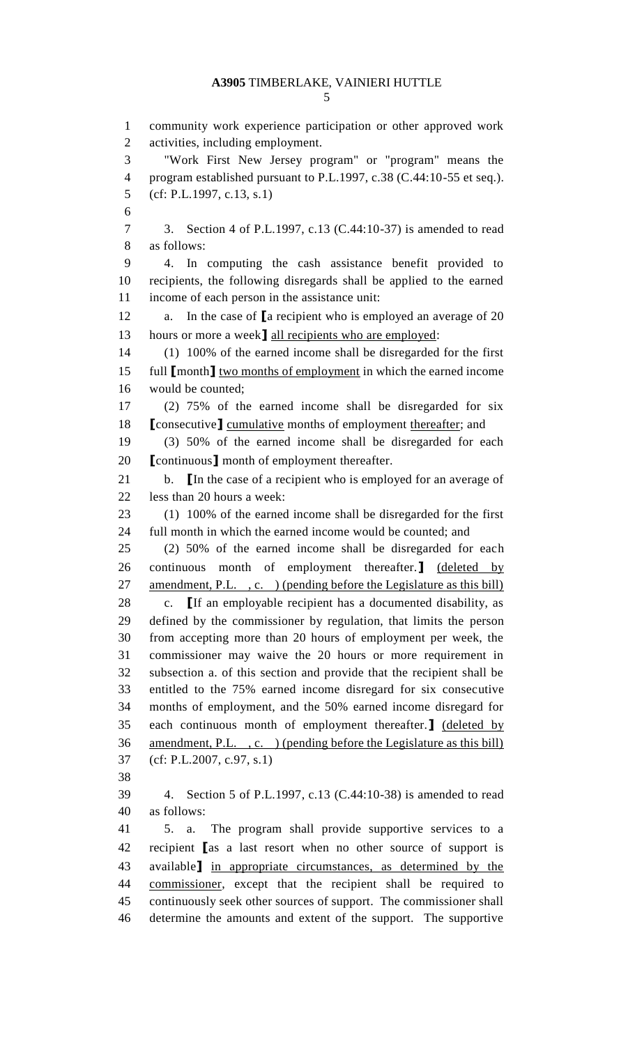community work experience participation or other approved work activities, including employment.

"Work First New Jersey program" or "program" means the program established pursuant to P.L.1997, c.38 (C.44:10-55 et seq.).

(cf: P.L.1997, c.13, s.1)

3. Section 4 of P.L.1997, c.13 (C.44:10-37) is amended to read as follows:

4. In computing the cash assistance benefit provided to recipients, the following disregards shall be applied to the earned income of each person in the assistance unit:

a. In the case of [a recipient who is employed an average of 20 hours or more a week] all recipients who are employed:

(1) 100% of the earned income shall be disregarded for the first full [month] two months of employment in which the earned income would be counted;

(2) 75% of the earned income shall be disregarded for six [consecutive] cumulative months of employment thereafter; and

(3) 50% of the earned income shall be disregarded for each [continuous] month of employment thereafter.

b. [In the case of a recipient who is employed for an average of less than 20 hours a week:

(1) 100% of the earned income shall be disregarded for the first full month in which the earned income would be counted; and

(2) 50% of the earned income shall be disregarded for each continuous month of employment thereafter.] (deleted by amendment, P.L. , c. ) (pending before the Legislature as this bill)

c. [If an employable recipient has a documented disability, as defined by the commissioner by regulation, that limits the person from accepting more than 20 hours of employment per week, the commissioner may waive the 20 hours or more requirement in subsection a. of this section and provide that the recipient shall be entitled to the 75% earned income disregard for six consecutive months of employment, and the 50% earned income disregard for each continuous month of employment thereafter.] (deleted by amendment, P.L. , c. ) (pending before the Legislature as this bill)

(cf: P.L.2007, c.97, s.1)

4. Section 5 of P.L.1997, c.13 (C.44:10-38) is amended to read as follows:

5. a. The program shall provide supportive services to a recipient [as a last resort when no other source of support is available] in appropriate circumstances, as determined by the commissioner, except that the recipient shall be required to continuously seek other sources of support. The commissioner shall determine the amounts and extent of the support. The supportive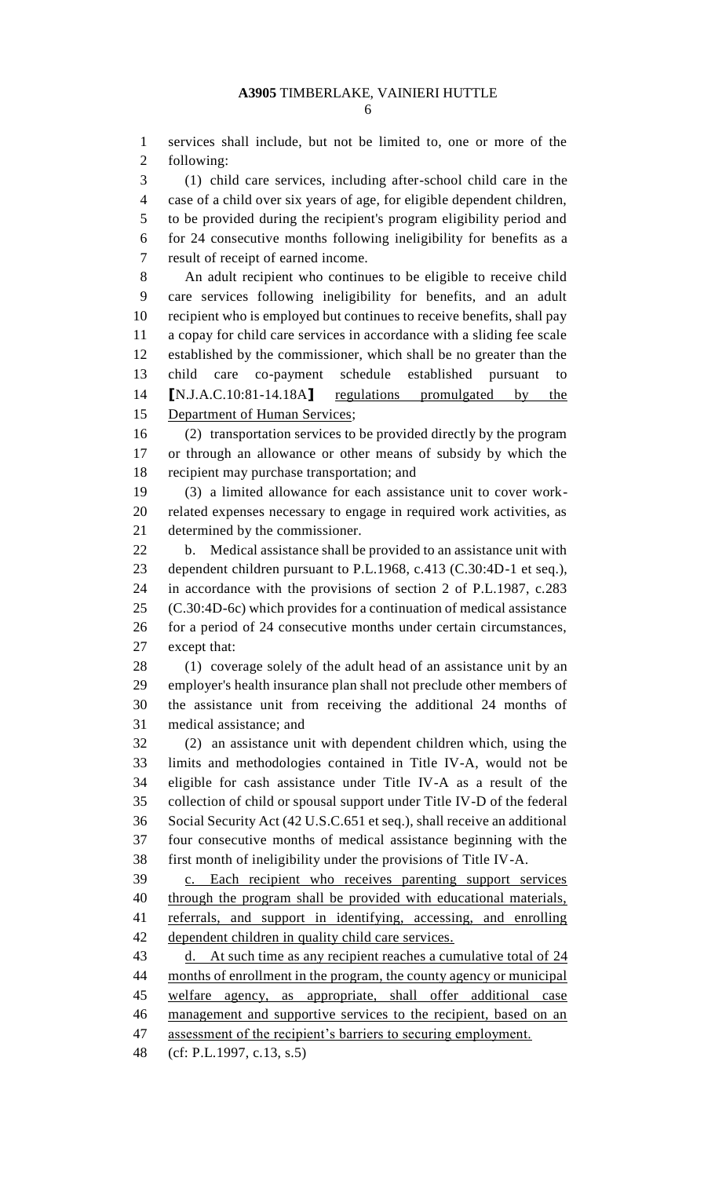services shall include, but not be limited to, one or more of the following:

(1) child care services, including after-school child care in the case of a child over six years of age, for eligible dependent children, to be provided during the recipient's program eligibility period and for 24 consecutive months following ineligibility for benefits as a result of receipt of earned income.

An adult recipient who continues to be eligible to receive child care services following ineligibility for benefits, and an adult recipient who is employed but continues to receive benefits, shall pay a copay for child care services in accordance with a sliding fee scale established by the commissioner, which shall be no greater than the child care co-payment schedule established pursuant to [N.J.A.C.10:81-14.18A] regulations promulgated by the Department of Human Services;

(2) transportation services to be provided directly by the program or through an allowance or other means of subsidy by which the recipient may purchase transportation; and

(3) a limited allowance for each assistance unit to cover work-related expenses necessary to engage in required work activities, as determined by the commissioner.

b. Medical assistance shall be provided to an assistance unit with dependent children pursuant to P.L.1968, c.413 (C.30:4D-1 et seq.), in accordance with the provisions of section 2 of P.L.1987, c.283 (C.30:4D-6c) which provides for a continuation of medical assistance for a period of 24 consecutive months under certain circumstances, except that:

(1) coverage solely of the adult head of an assistance unit by an employer's health insurance plan shall not preclude other members of the assistance unit from receiving the additional 24 months of medical assistance; and

(2) an assistance unit with dependent children which, using the limits and methodologies contained in Title IV-A, would not be eligible for cash assistance under Title IV-A as a result of the collection of child or spousal support under Title IV-D of the federal Social Security Act (42 U.S.C.651 et seq.), shall receive an additional four consecutive months of medical assistance beginning with the first month of ineligibility under the provisions of Title IV-A.

c. Each recipient who receives parenting support services through the program shall be provided with educational materials, referrals, and support in identifying, accessing, and enrolling dependent children in quality child care services.

d. At such time as any recipient reaches a cumulative total of 24 months of enrollment in the program, the county agency or municipal welfare agency, as appropriate, shall offer additional case management and supportive services to the recipient, based on an assessment of the recipient's barriers to securing employment.

(cf: P.L.1997, c.13, s.5)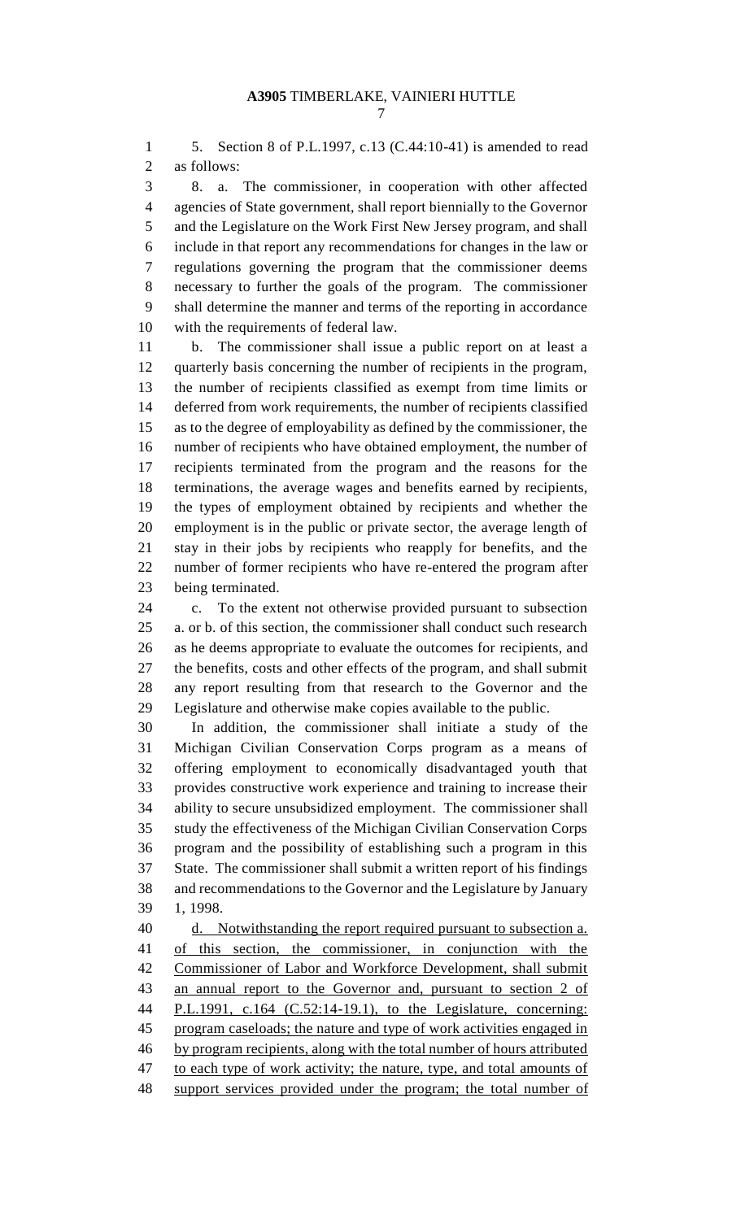5. Section 8 of P.L.1997, c.13 (C.44:10-41) is amended to read as follows:

8. a. The commissioner, in cooperation with other affected agencies of State government, shall report biennially to the Governor and the Legislature on the Work First New Jersey program, and shall include in that report any recommendations for changes in the law or regulations governing the program that the commissioner deems necessary to further the goals of the program. The commissioner shall determine the manner and terms of the reporting in accordance with the requirements of federal law.

b. The commissioner shall issue a public report on at least a quarterly basis concerning the number of recipients in the program, the number of recipients classified as exempt from time limits or deferred from work requirements, the number of recipients classified as to the degree of employability as defined by the commissioner, the number of recipients who have obtained employment, the number of recipients terminated from the program and the reasons for the terminations, the average wages and benefits earned by recipients, the types of employment obtained by recipients and whether the employment is in the public or private sector, the average length of stay in their jobs by recipients who reapply for benefits, and the number of former recipients who have re-entered the program after being terminated.

c. To the extent not otherwise provided pursuant to subsection a. or b. of this section, the commissioner shall conduct such research as he deems appropriate to evaluate the outcomes for recipients, and the benefits, costs and other effects of the program, and shall submit any report resulting from that research to the Governor and the Legislature and otherwise make copies available to the public.

In addition, the commissioner shall initiate a study of the Michigan Civilian Conservation Corps program as a means of offering employment to economically disadvantaged youth that provides constructive work experience and training to increase their ability to secure unsubsidized employment. The commissioner shall study the effectiveness of the Michigan Civilian Conservation Corps program and the possibility of establishing such a program in this State. The commissioner shall submit a written report of his findings and recommendations to the Governor and the Legislature by January 1, 1998.

<u>d. Notwithstanding the report required pursuant to subsection a. of this section, the commissioner, in conjunction with the Commissioner of Labor and Workforce Development, shall submit an annual report to the Governor and, pursuant to section 2 of P.L.1991, c.164 (C.52:14-19.1), to the Legislature, concerning: program caseloads; the nature and type of work activities engaged in by program recipients, along with the total number of hours attributed to each type of work activity; the nature, type, and total amounts of support services provided under the program; the total number of</u>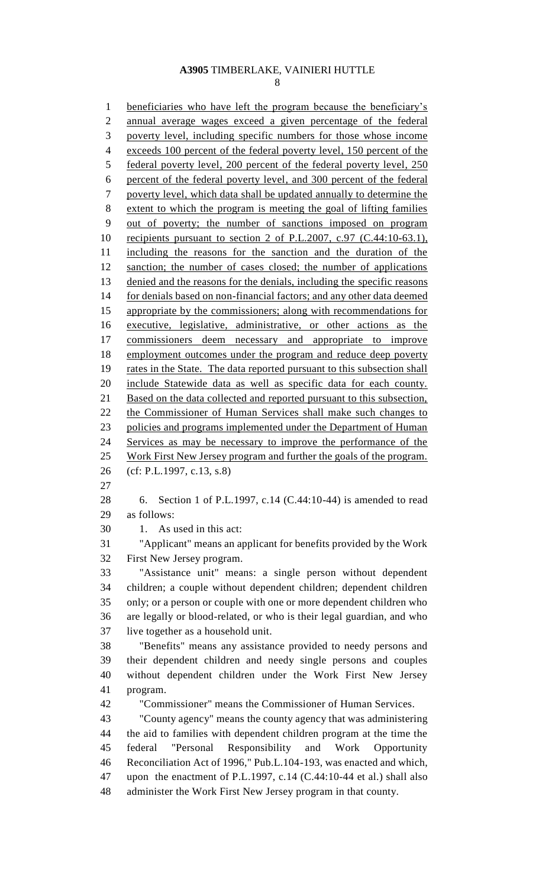beneficiaries who have left the program because the beneficiary's annual average wages exceed a given percentage of the federal poverty level, including specific numbers for those whose income exceeds 100 percent of the federal poverty level, 150 percent of the federal poverty level, 200 percent of the federal poverty level, 250 percent of the federal poverty level, and 300 percent of the federal poverty level, which data shall be updated annually to determine the extent to which the program is meeting the goal of lifting families out of poverty; the number of sanctions imposed on program recipients pursuant to section 2 of P.L.2007, c.97 (C.44:10-63.1), including the reasons for the sanction and the duration of the sanction; the number of cases closed; the number of applications denied and the reasons for the denials, including the specific reasons for denials based on non-financial factors; and any other data deemed appropriate by the commissioners; along with recommendations for executive, legislative, administrative, or other actions as the commissioners deem necessary and appropriate to improve employment outcomes under the program and reduce deep poverty rates in the State. The data reported pursuant to this subsection shall include Statewide data as well as specific data for each county. Based on the data collected and reported pursuant to this subsection, the Commissioner of Human Services shall make such changes to policies and programs implemented under the Department of Human Services as may be necessary to improve the performance of the Work First New Jersey program and further the goals of the program.

(cf: P.L.1997, c.13, s.8)

6. Section 1 of P.L.1997, c.14 (C.44:10-44) is amended to read as follows:

1. As used in this act:

"Applicant" means an applicant for benefits provided by the Work First New Jersey program.

"Assistance unit" means: a single person without dependent children; a couple without dependent children; dependent children only; or a person or couple with one or more dependent children who are legally or blood-related, or who is their legal guardian, and who live together as a household unit.

"Benefits" means any assistance provided to needy persons and their dependent children and needy single persons and couples without dependent children under the Work First New Jersey program.

"Commissioner" means the Commissioner of Human Services.

"County agency" means the county agency that was administering the aid to families with dependent children program at the time the federal "Personal Responsibility and Work Opportunity Reconciliation Act of 1996," Pub.L.104-193, was enacted and which, upon the enactment of P.L.1997, c.14 (C.44:10-44 et al.) shall also administer the Work First New Jersey program in that county.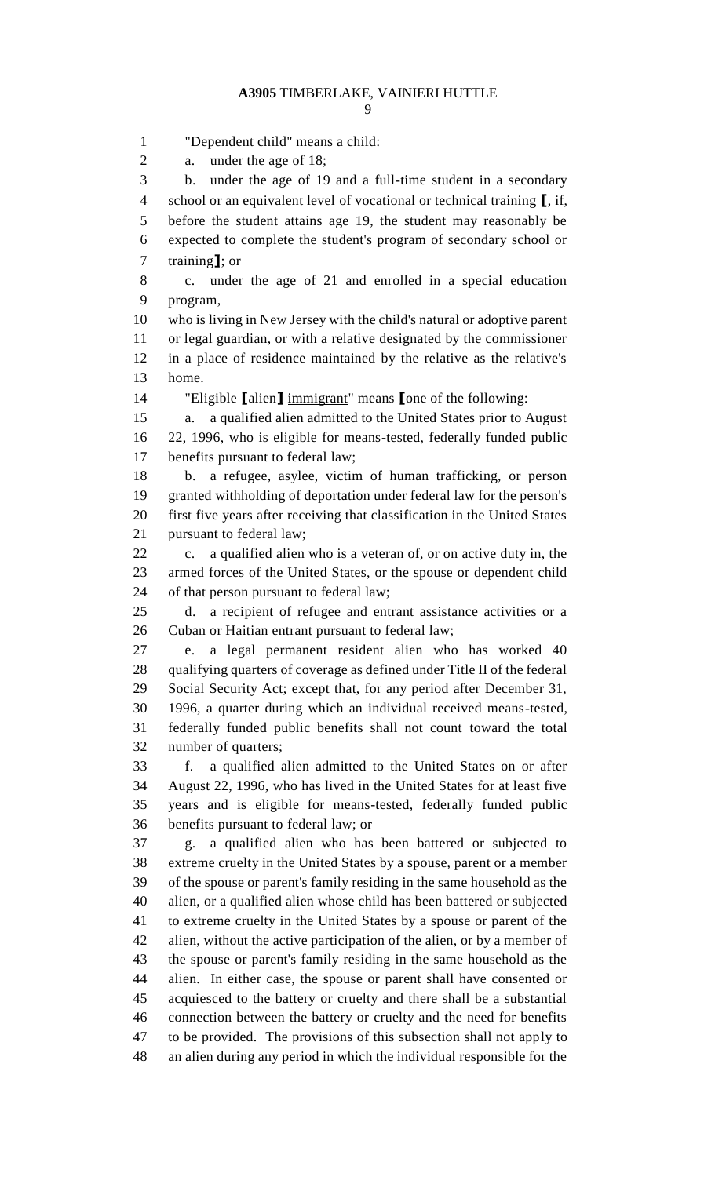"Dependent child" means a child:

a. under the age of 18;

b. under the age of 19 and a full-time student in a secondary school or an equivalent level of vocational or technical training ⟦, if, before the student attains age 19, the student may reasonably be expected to complete the student's program of secondary school or training⟧; or

c. under the age of 21 and enrolled in a special education program,

who is living in New Jersey with the child's natural or adoptive parent or legal guardian, or with a relative designated by the commissioner in a place of residence maintained by the relative as the relative's home.

"Eligible ⟦alien⟧ <u>immigrant</u>" means ⟦one of the following:

a. a qualified alien admitted to the United States prior to August 22, 1996, who is eligible for means-tested, federally funded public benefits pursuant to federal law;

b. a refugee, asylee, victim of human trafficking, or person granted withholding of deportation under federal law for the person's first five years after receiving that classification in the United States pursuant to federal law;

c. a qualified alien who is a veteran of, or on active duty in, the armed forces of the United States, or the spouse or dependent child of that person pursuant to federal law;

d. a recipient of refugee and entrant assistance activities or a Cuban or Haitian entrant pursuant to federal law;

e. a legal permanent resident alien who has worked 40 qualifying quarters of coverage as defined under Title II of the federal Social Security Act; except that, for any period after December 31, 1996, a quarter during which an individual received means-tested, federally funded public benefits shall not count toward the total number of quarters;

f. a qualified alien admitted to the United States on or after August 22, 1996, who has lived in the United States for at least five years and is eligible for means-tested, federally funded public benefits pursuant to federal law; or

g. a qualified alien who has been battered or subjected to extreme cruelty in the United States by a spouse, parent or a member of the spouse or parent's family residing in the same household as the alien, or a qualified alien whose child has been battered or subjected to extreme cruelty in the United States by a spouse or parent of the alien, without the active participation of the alien, or by a member of the spouse or parent's family residing in the same household as the alien. In either case, the spouse or parent shall have consented or acquiesced to the battery or cruelty and there shall be a substantial connection between the battery or cruelty and the need for benefits to be provided. The provisions of this subsection shall not apply to an alien during any period in which the individual responsible for the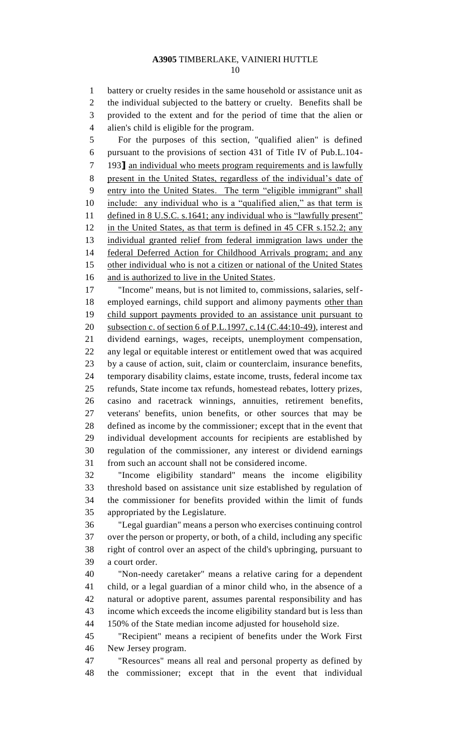battery or cruelty resides in the same household or assistance unit as the individual subjected to the battery or cruelty. Benefits shall be provided to the extent and for the period of time that the alien or alien's child is eligible for the program.

For the purposes of this section, "qualified alien" is defined pursuant to the provisions of section 431 of Title IV of Pub.L.104-193] <u>an individual who meets program requirements and is lawfully present in the United States, regardless of the individual's date of entry into the United States. The term "eligible immigrant" shall include: any individual who is a "qualified alien," as that term is defined in 8 U.S.C. s.1641; any individual who is "lawfully present" in the United States, as that term is defined in 45 CFR s.152.2; any individual granted relief from federal immigration laws under the federal Deferred Action for Childhood Arrivals program; and any other individual who is not a citizen or national of the United States and is authorized to live in the United States</u>.

"Income" means, but is not limited to, commissions, salaries, self-employed earnings, child support and alimony payments <u>other than child support payments provided to an assistance unit pursuant to subsection c. of section 6 of P.L.1997, c.14 (C.44:10-49)</u>, interest and dividend earnings, wages, receipts, unemployment compensation, any legal or equitable interest or entitlement owed that was acquired by a cause of action, suit, claim or counterclaim, insurance benefits, temporary disability claims, estate income, trusts, federal income tax refunds, State income tax refunds, homestead rebates, lottery prizes, casino and racetrack winnings, annuities, retirement benefits, veterans' benefits, union benefits, or other sources that may be defined as income by the commissioner; except that in the event that individual development accounts for recipients are established by regulation of the commissioner, any interest or dividend earnings from such an account shall not be considered income.

"Income eligibility standard" means the income eligibility threshold based on assistance unit size established by regulation of the commissioner for benefits provided within the limit of funds appropriated by the Legislature.

"Legal guardian" means a person who exercises continuing control over the person or property, or both, of a child, including any specific right of control over an aspect of the child's upbringing, pursuant to a court order.

"Non-needy caretaker" means a relative caring for a dependent child, or a legal guardian of a minor child who, in the absence of a natural or adoptive parent, assumes parental responsibility and has income which exceeds the income eligibility standard but is less than 150% of the State median income adjusted for household size.

"Recipient" means a recipient of benefits under the Work First New Jersey program.

"Resources" means all real and personal property as defined by the commissioner; except that in the event that individual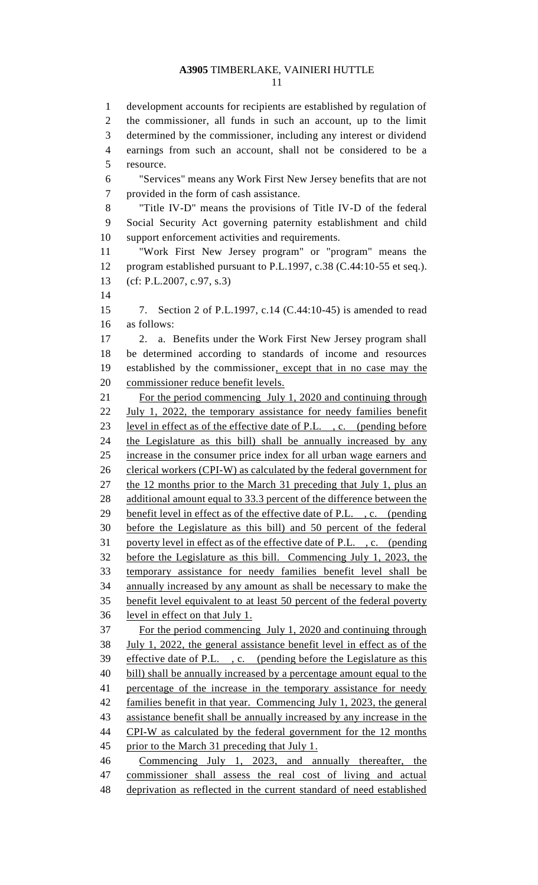development accounts for recipients are established by regulation of the commissioner, all funds in such an account, up to the limit determined by the commissioner, including any interest or dividend earnings from such an account, shall not be considered to be a resource.

"Services" means any Work First New Jersey benefits that are not provided in the form of cash assistance.

"Title IV-D" means the provisions of Title IV-D of the federal Social Security Act governing paternity establishment and child support enforcement activities and requirements.

"Work First New Jersey program" or "program" means the program established pursuant to P.L.1997, c.38 (C.44:10-55 et seq.).

(cf: P.L.2007, c.97, s.3)

7. Section 2 of P.L.1997, c.14 (C.44:10-45) is amended to read as follows:

2. a. Benefits under the Work First New Jersey program shall be determined according to standards of income and resources established by the commissioner, except that in no case may the commissioner reduce benefit levels.

For the period commencing July 1, 2020 and continuing through July 1, 2022, the temporary assistance for needy families benefit level in effect as of the effective date of P.L. , c. (pending before the Legislature as this bill) shall be annually increased by any increase in the consumer price index for all urban wage earners and clerical workers (CPI-W) as calculated by the federal government for the 12 months prior to the March 31 preceding that July 1, plus an additional amount equal to 33.3 percent of the difference between the benefit level in effect as of the effective date of P.L. , c. (pending before the Legislature as this bill) and 50 percent of the federal poverty level in effect as of the effective date of P.L. , c. (pending before the Legislature as this bill. Commencing July 1, 2023, the temporary assistance for needy families benefit level shall be annually increased by any amount as shall be necessary to make the benefit level equivalent to at least 50 percent of the federal poverty level in effect on that July 1.

For the period commencing July 1, 2020 and continuing through July 1, 2022, the general assistance benefit level in effect as of the effective date of P.L. , c. (pending before the Legislature as this bill) shall be annually increased by a percentage amount equal to the percentage of the increase in the temporary assistance for needy families benefit in that year. Commencing July 1, 2023, the general assistance benefit shall be annually increased by any increase in the CPI-W as calculated by the federal government for the 12 months prior to the March 31 preceding that July 1.

Commencing July 1, 2023, and annually thereafter, the commissioner shall assess the real cost of living and actual deprivation as reflected in the current standard of need established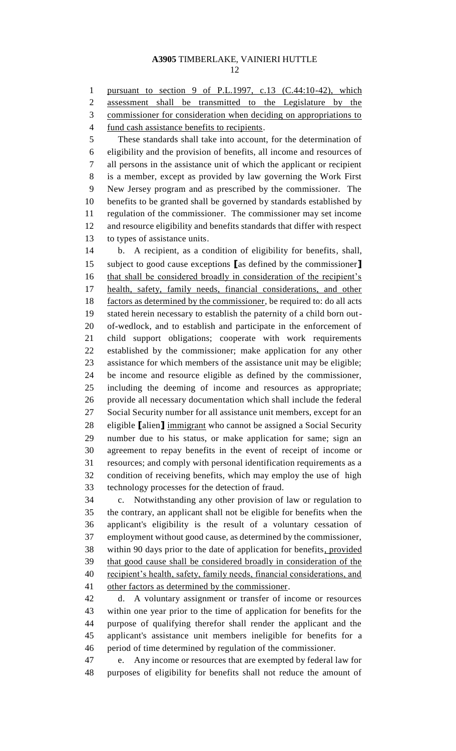pursuant to section 9 of P.L.1997, c.13 (C.44:10-42), which assessment shall be transmitted to the Legislature by the commissioner for consideration when deciding on appropriations to fund cash assistance benefits to recipients.

These standards shall take into account, for the determination of eligibility and the provision of benefits, all income and resources of all persons in the assistance unit of which the applicant or recipient is a member, except as provided by law governing the Work First New Jersey program and as prescribed by the commissioner. The benefits to be granted shall be governed by standards established by regulation of the commissioner. The commissioner may set income and resource eligibility and benefits standards that differ with respect to types of assistance units.

b. A recipient, as a condition of eligibility for benefits, shall, subject to good cause exceptions [as defined by the commissioner] that shall be considered broadly in consideration of the recipient's health, safety, family needs, financial considerations, and other factors as determined by the commissioner, be required to: do all acts stated herein necessary to establish the paternity of a child born out-of-wedlock, and to establish and participate in the enforcement of child support obligations; cooperate with work requirements established by the commissioner; make application for any other assistance for which members of the assistance unit may be eligible; be income and resource eligible as defined by the commissioner, including the deeming of income and resources as appropriate; provide all necessary documentation which shall include the federal Social Security number for all assistance unit members, except for an eligible [alien] immigrant who cannot be assigned a Social Security number due to his status, or make application for same; sign an agreement to repay benefits in the event of receipt of income or resources; and comply with personal identification requirements as a condition of receiving benefits, which may employ the use of high technology processes for the detection of fraud.

c. Notwithstanding any other provision of law or regulation to the contrary, an applicant shall not be eligible for benefits when the applicant's eligibility is the result of a voluntary cessation of employment without good cause, as determined by the commissioner, within 90 days prior to the date of application for benefits, provided that good cause shall be considered broadly in consideration of the recipient's health, safety, family needs, financial considerations, and other factors as determined by the commissioner.

d. A voluntary assignment or transfer of income or resources within one year prior to the time of application for benefits for the purpose of qualifying therefor shall render the applicant and the applicant's assistance unit members ineligible for benefits for a period of time determined by regulation of the commissioner.

e. Any income or resources that are exempted by federal law for purposes of eligibility for benefits shall not reduce the amount of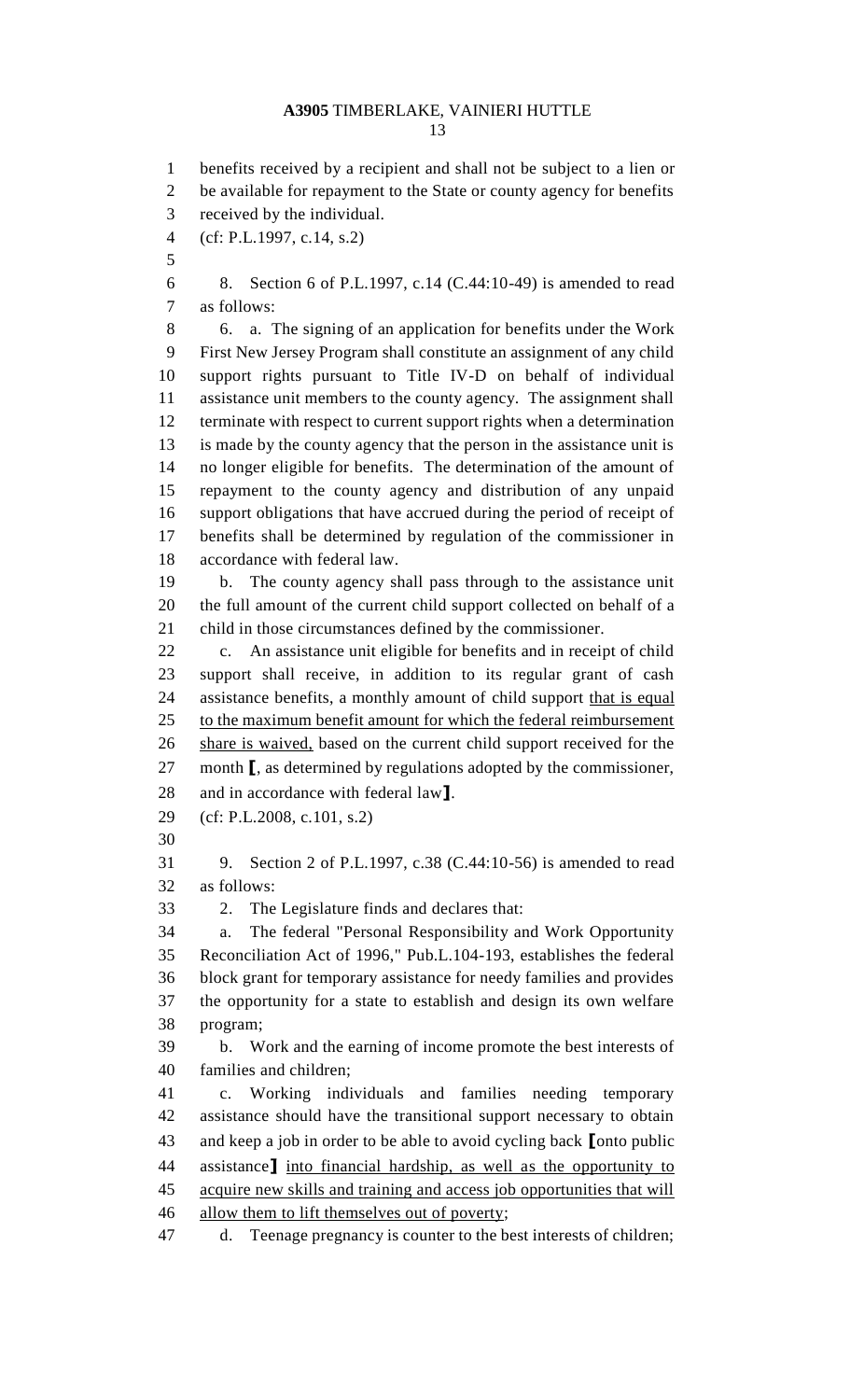benefits received by a recipient and shall not be subject to a lien or be available for repayment to the State or county agency for benefits received by the individual.

(cf: P.L.1997, c.14, s.2)

8. Section 6 of P.L.1997, c.14 (C.44:10-49) is amended to read as follows:

6. a. The signing of an application for benefits under the Work First New Jersey Program shall constitute an assignment of any child support rights pursuant to Title IV-D on behalf of individual assistance unit members to the county agency. The assignment shall terminate with respect to current support rights when a determination is made by the county agency that the person in the assistance unit is no longer eligible for benefits. The determination of the amount of repayment to the county agency and distribution of any unpaid support obligations that have accrued during the period of receipt of benefits shall be determined by regulation of the commissioner in accordance with federal law.

b. The county agency shall pass through to the assistance unit the full amount of the current child support collected on behalf of a child in those circumstances defined by the commissioner.

c. An assistance unit eligible for benefits and in receipt of child support shall receive, in addition to its regular grant of cash assistance benefits, a monthly amount of child support <u>that is equal to the maximum benefit amount for which the federal reimbursement share is waived,</u> based on the current child support received for the month [, as determined by regulations adopted by the commissioner, and in accordance with federal law].

(cf: P.L.2008, c.101, s.2)

9. Section 2 of P.L.1997, c.38 (C.44:10-56) is amended to read as follows:

2. The Legislature finds and declares that:

a. The federal "Personal Responsibility and Work Opportunity Reconciliation Act of 1996," Pub.L.104-193, establishes the federal block grant for temporary assistance for needy families and provides the opportunity for a state to establish and design its own welfare program;

b. Work and the earning of income promote the best interests of families and children;

c. Working individuals and families needing temporary assistance should have the transitional support necessary to obtain and keep a job in order to be able to avoid cycling back [onto public assistance] <u>into financial hardship, as well as the opportunity to acquire new skills and training and access job opportunities that will allow them to lift themselves out of poverty</u>;

d. Teenage pregnancy is counter to the best interests of children;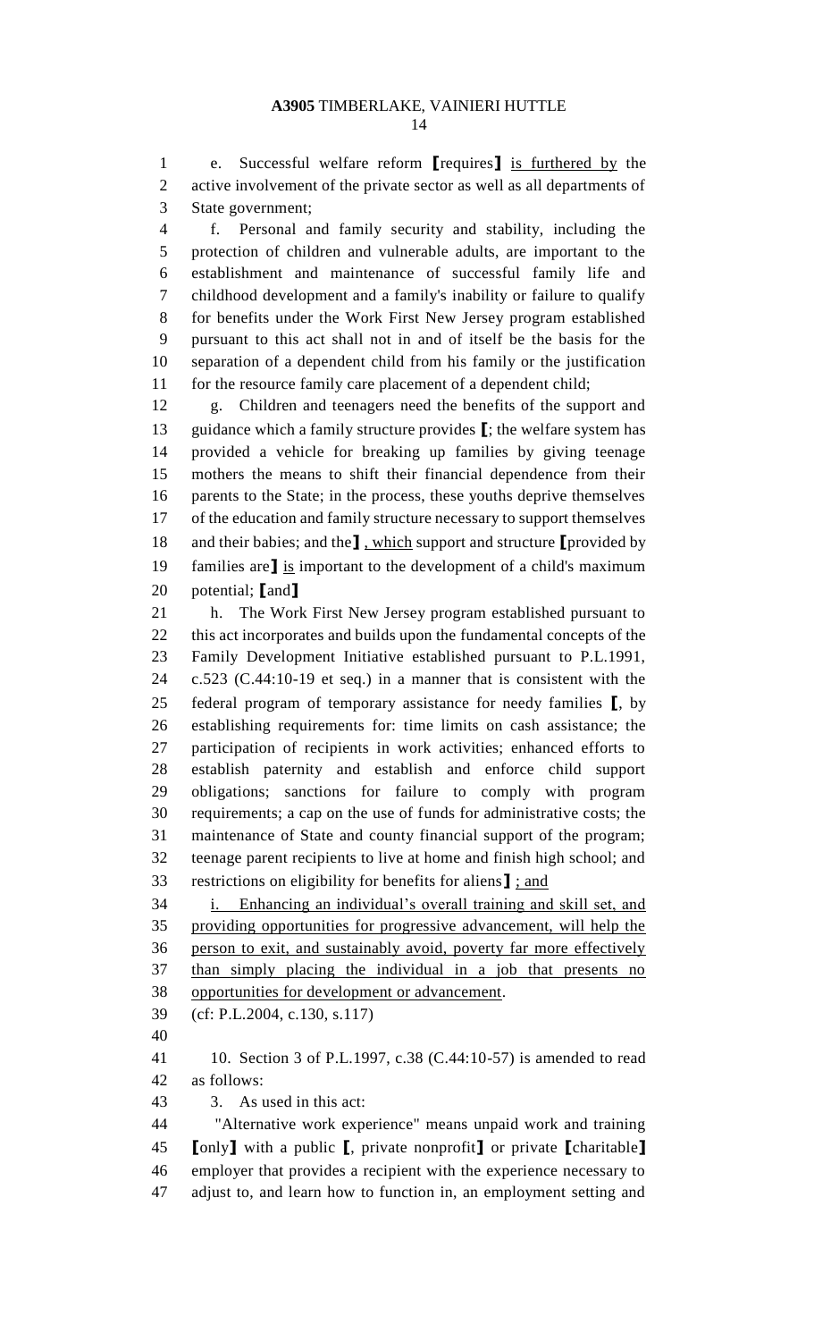e. Successful welfare reform ⟦requires⟧ is furthered by the active involvement of the private sector as well as all departments of State government;

f. Personal and family security and stability, including the protection of children and vulnerable adults, are important to the establishment and maintenance of successful family life and childhood development and a family's inability or failure to qualify for benefits under the Work First New Jersey program established pursuant to this act shall not in and of itself be the basis for the separation of a dependent child from his family or the justification for the resource family care placement of a dependent child;

g. Children and teenagers need the benefits of the support and guidance which a family structure provides ⟦; the welfare system has provided a vehicle for breaking up families by giving teenage mothers the means to shift their financial dependence from their parents to the State; in the process, these youths deprive themselves of the education and family structure necessary to support themselves and their babies; and the⟧ , which support and structure ⟦provided by families are⟧ is important to the development of a child's maximum potential; ⟦and⟧

h. The Work First New Jersey program established pursuant to this act incorporates and builds upon the fundamental concepts of the Family Development Initiative established pursuant to P.L.1991, c.523 (C.44:10-19 et seq.) in a manner that is consistent with the federal program of temporary assistance for needy families ⟦, by establishing requirements for: time limits on cash assistance; the participation of recipients in work activities; enhanced efforts to establish paternity and establish and enforce child support obligations; sanctions for failure to comply with program requirements; a cap on the use of funds for administrative costs; the maintenance of State and county financial support of the program; teenage parent recipients to live at home and finish high school; and restrictions on eligibility for benefits for aliens⟧ ; and

i. Enhancing an individual's overall training and skill set, and providing opportunities for progressive advancement, will help the person to exit, and sustainably avoid, poverty far more effectively than simply placing the individual in a job that presents no opportunities for development or advancement.

(cf: P.L.2004, c.130, s.117)

10. Section 3 of P.L.1997, c.38 (C.44:10-57) is amended to read as follows:

3. As used in this act:

"Alternative work experience" means unpaid work and training ⟦only⟧ with a public ⟦, private nonprofit⟧ or private ⟦charitable⟧ employer that provides a recipient with the experience necessary to adjust to, and learn how to function in, an employment setting and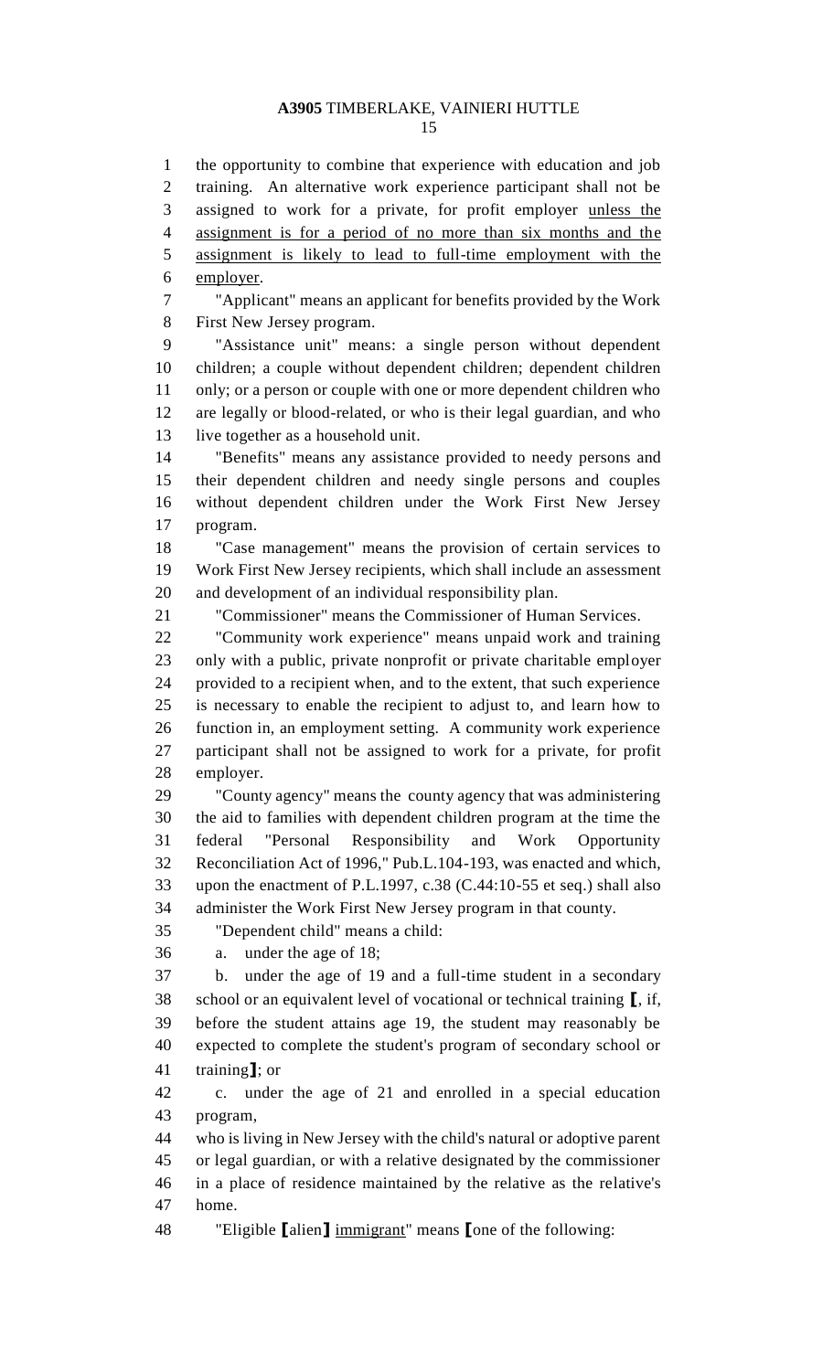the opportunity to combine that experience with education and job training. An alternative work experience participant shall not be assigned to work for a private, for profit employer <u>unless the assignment is for a period of no more than six months and the assignment is likely to lead to full-time employment with the employer</u>.

"Applicant" means an applicant for benefits provided by the Work First New Jersey program.

"Assistance unit" means: a single person without dependent children; a couple without dependent children; dependent children only; or a person or couple with one or more dependent children who are legally or blood-related, or who is their legal guardian, and who live together as a household unit.

"Benefits" means any assistance provided to needy persons and their dependent children and needy single persons and couples without dependent children under the Work First New Jersey program.

"Case management" means the provision of certain services to Work First New Jersey recipients, which shall include an assessment and development of an individual responsibility plan.

"Commissioner" means the Commissioner of Human Services.

"Community work experience" means unpaid work and training only with a public, private nonprofit or private charitable employer provided to a recipient when, and to the extent, that such experience is necessary to enable the recipient to adjust to, and learn how to function in, an employment setting. A community work experience participant shall not be assigned to work for a private, for profit employer.

"County agency" means the county agency that was administering the aid to families with dependent children program at the time the federal "Personal Responsibility and Work Opportunity Reconciliation Act of 1996," Pub.L.104-193, was enacted and which, upon the enactment of P.L.1997, c.38 (C.44:10-55 et seq.) shall also administer the Work First New Jersey program in that county.

"Dependent child" means a child:

a. under the age of 18;

b. under the age of 19 and a full-time student in a secondary school or an equivalent level of vocational or technical training **[**, if, before the student attains age 19, the student may reasonably be expected to complete the student's program of secondary school or training**]**; or

c. under the age of 21 and enrolled in a special education program,

who is living in New Jersey with the child's natural or adoptive parent or legal guardian, or with a relative designated by the commissioner in a place of residence maintained by the relative as the relative's home.

"Eligible **[**alien**]** <u>immigrant</u>" means **[**one of the following: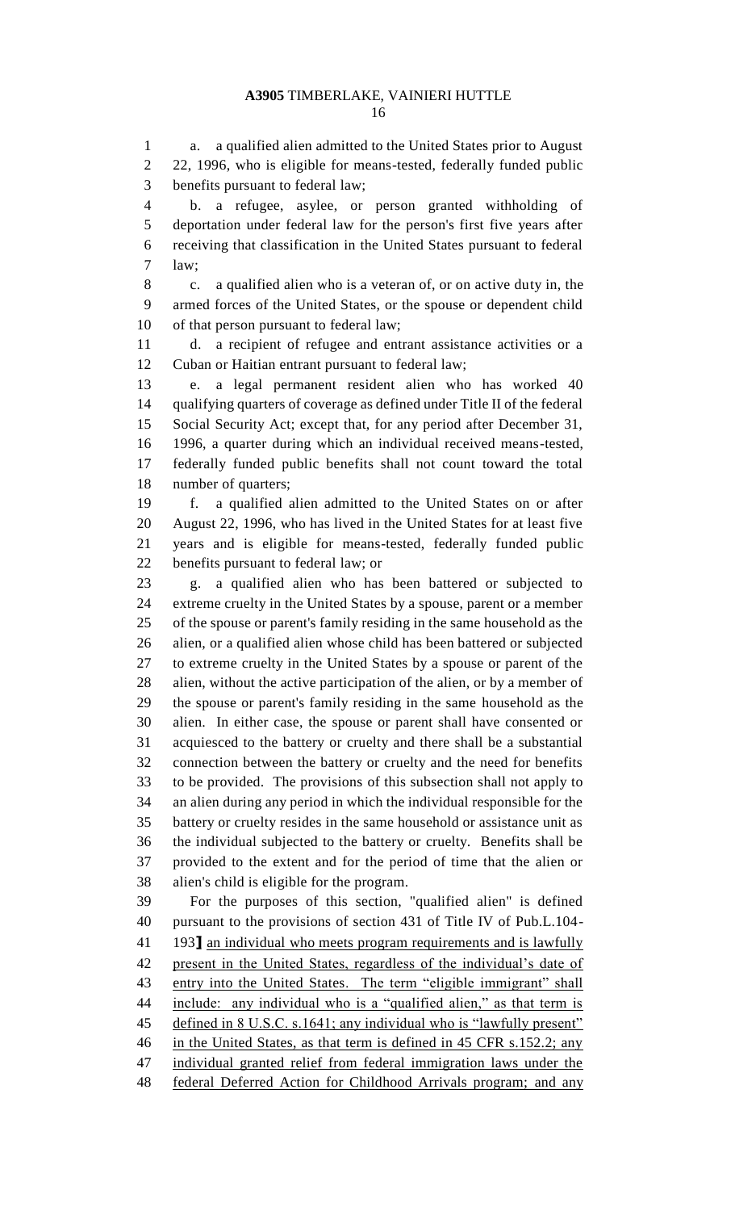a. a qualified alien admitted to the United States prior to August 22, 1996, who is eligible for means-tested, federally funded public benefits pursuant to federal law;

b. a refugee, asylee, or person granted withholding of deportation under federal law for the person's first five years after receiving that classification in the United States pursuant to federal law;

c. a qualified alien who is a veteran of, or on active duty in, the armed forces of the United States, or the spouse or dependent child of that person pursuant to federal law;

d. a recipient of refugee and entrant assistance activities or a Cuban or Haitian entrant pursuant to federal law;

e. a legal permanent resident alien who has worked 40 qualifying quarters of coverage as defined under Title II of the federal Social Security Act; except that, for any period after December 31, 1996, a quarter during which an individual received means-tested, federally funded public benefits shall not count toward the total number of quarters;

f. a qualified alien admitted to the United States on or after August 22, 1996, who has lived in the United States for at least five years and is eligible for means-tested, federally funded public benefits pursuant to federal law; or

g. a qualified alien who has been battered or subjected to extreme cruelty in the United States by a spouse, parent or a member of the spouse or parent's family residing in the same household as the alien, or a qualified alien whose child has been battered or subjected to extreme cruelty in the United States by a spouse or parent of the alien, without the active participation of the alien, or by a member of the spouse or parent's family residing in the same household as the alien. In either case, the spouse or parent shall have consented or acquiesced to the battery or cruelty and there shall be a substantial connection between the battery or cruelty and the need for benefits to be provided. The provisions of this subsection shall not apply to an alien during any period in which the individual responsible for the battery or cruelty resides in the same household or assistance unit as the individual subjected to the battery or cruelty. Benefits shall be provided to the extent and for the period of time that the alien or alien's child is eligible for the program.

For the purposes of this section, "qualified alien" is defined pursuant to the provisions of section 431 of Title IV of Pub.L.104-193] an individual who meets program requirements and is lawfully present in the United States, regardless of the individual's date of entry into the United States. The term "eligible immigrant" shall include: any individual who is a "qualified alien," as that term is defined in 8 U.S.C. s.1641; any individual who is "lawfully present" in the United States, as that term is defined in 45 CFR s.152.2; any individual granted relief from federal immigration laws under the federal Deferred Action for Childhood Arrivals program; and any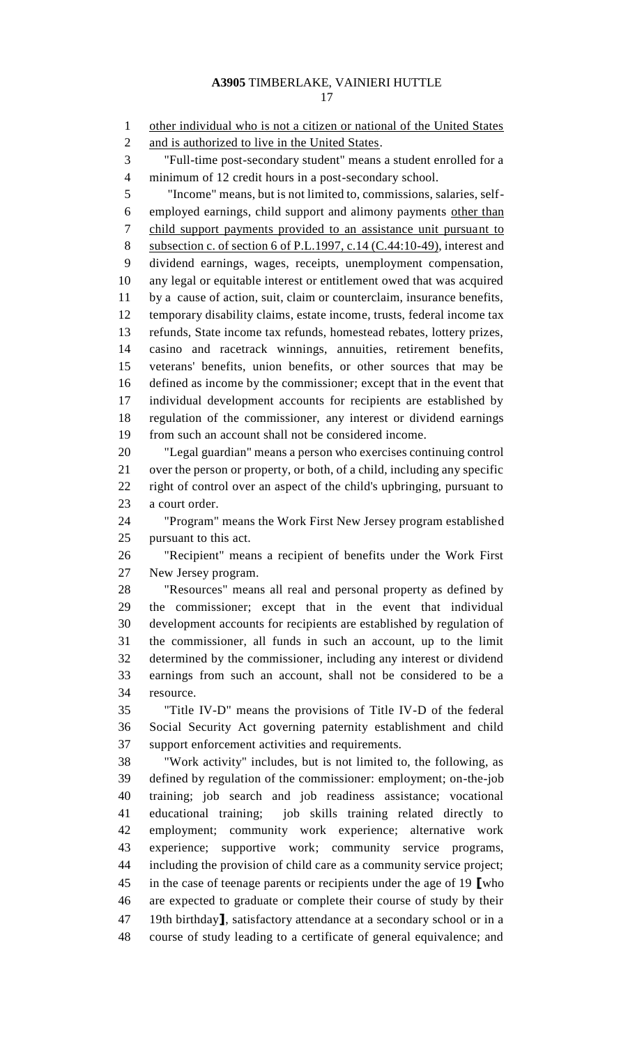other individual who is not a citizen or national of the United States and is authorized to live in the United States.

"Full-time post-secondary student" means a student enrolled for a minimum of 12 credit hours in a post-secondary school.

"Income" means, but is not limited to, commissions, salaries, self-employed earnings, child support and alimony payments other than child support payments provided to an assistance unit pursuant to subsection c. of section 6 of P.L.1997, c.14 (C.44:10-49), interest and dividend earnings, wages, receipts, unemployment compensation, any legal or equitable interest or entitlement owed that was acquired by a cause of action, suit, claim or counterclaim, insurance benefits, temporary disability claims, estate income, trusts, federal income tax refunds, State income tax refunds, homestead rebates, lottery prizes, casino and racetrack winnings, annuities, retirement benefits, veterans' benefits, union benefits, or other sources that may be defined as income by the commissioner; except that in the event that individual development accounts for recipients are established by regulation of the commissioner, any interest or dividend earnings from such an account shall not be considered income.

"Legal guardian" means a person who exercises continuing control over the person or property, or both, of a child, including any specific right of control over an aspect of the child's upbringing, pursuant to a court order.

"Program" means the Work First New Jersey program established pursuant to this act.

"Recipient" means a recipient of benefits under the Work First New Jersey program.

"Resources" means all real and personal property as defined by the commissioner; except that in the event that individual development accounts for recipients are established by regulation of the commissioner, all funds in such an account, up to the limit determined by the commissioner, including any interest or dividend earnings from such an account, shall not be considered to be a resource.

"Title IV-D" means the provisions of Title IV-D of the federal Social Security Act governing paternity establishment and child support enforcement activities and requirements.

"Work activity" includes, but is not limited to, the following, as defined by regulation of the commissioner: employment; on-the-job training; job search and job readiness assistance; vocational educational training; job skills training related directly to employment; community work experience; alternative work experience; supportive work; community service programs, including the provision of child care as a community service project; in the case of teenage parents or recipients under the age of 19 ⟦who are expected to graduate or complete their course of study by their 19th birthday⟧, satisfactory attendance at a secondary school or in a course of study leading to a certificate of general equivalence; and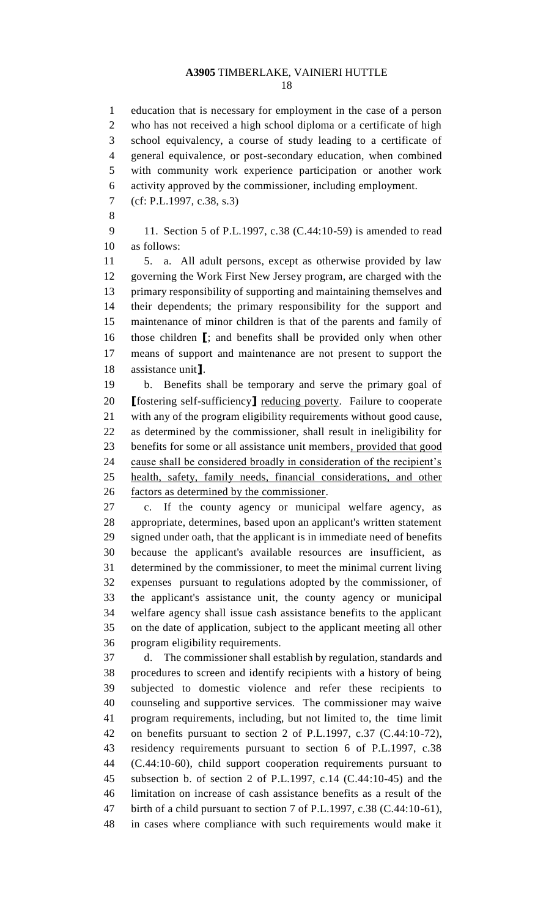education that is necessary for employment in the case of a person who has not received a high school diploma or a certificate of high school equivalency, a course of study leading to a certificate of general equivalence, or post-secondary education, when combined with community work experience participation or another work activity approved by the commissioner, including employment.

(cf: P.L.1997, c.38, s.3)

11. Section 5 of P.L.1997, c.38 (C.44:10-59) is amended to read as follows:

5. a. All adult persons, except as otherwise provided by law governing the Work First New Jersey program, are charged with the primary responsibility of supporting and maintaining themselves and their dependents; the primary responsibility for the support and maintenance of minor children is that of the parents and family of those children [; and benefits shall be provided only when other means of support and maintenance are not present to support the assistance unit].

b. Benefits shall be temporary and serve the primary goal of [fostering self-sufficiency] <u>reducing poverty</u>. Failure to cooperate with any of the program eligibility requirements without good cause, as determined by the commissioner, shall result in ineligibility for benefits for some or all assistance unit members<u>, provided that good cause shall be considered broadly in consideration of the recipient's health, safety, family needs, financial considerations, and other factors as determined by the commissioner</u>.

c. If the county agency or municipal welfare agency, as appropriate, determines, based upon an applicant's written statement signed under oath, that the applicant is in immediate need of benefits because the applicant's available resources are insufficient, as determined by the commissioner, to meet the minimal current living expenses pursuant to regulations adopted by the commissioner, of the applicant's assistance unit, the county agency or municipal welfare agency shall issue cash assistance benefits to the applicant on the date of application, subject to the applicant meeting all other program eligibility requirements.

d. The commissioner shall establish by regulation, standards and procedures to screen and identify recipients with a history of being subjected to domestic violence and refer these recipients to counseling and supportive services. The commissioner may waive program requirements, including, but not limited to, the time limit on benefits pursuant to section 2 of P.L.1997, c.37 (C.44:10-72), residency requirements pursuant to section 6 of P.L.1997, c.38 (C.44:10-60), child support cooperation requirements pursuant to subsection b. of section 2 of P.L.1997, c.14 (C.44:10-45) and the limitation on increase of cash assistance benefits as a result of the birth of a child pursuant to section 7 of P.L.1997, c.38 (C.44:10-61), in cases where compliance with such requirements would make it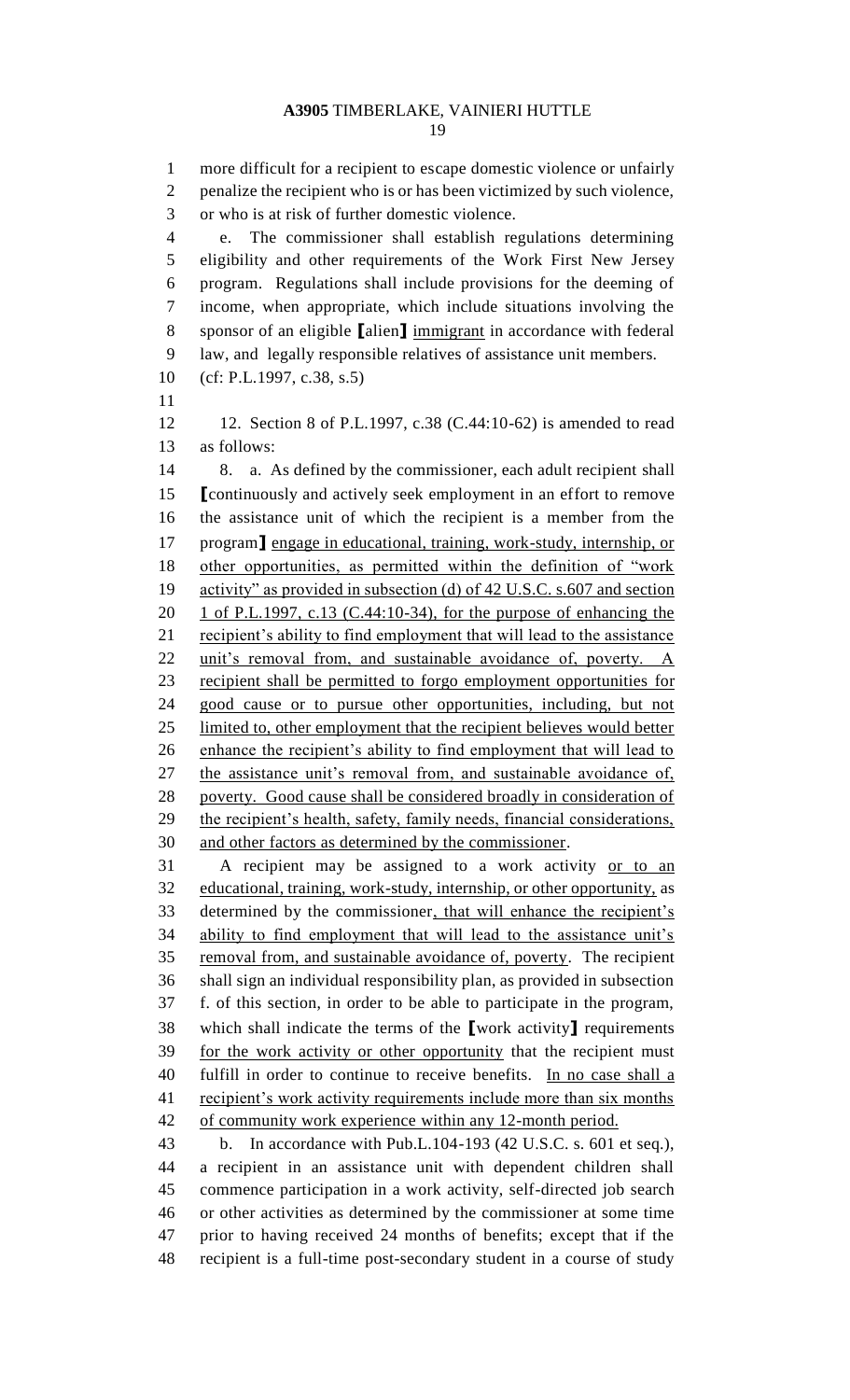more difficult for a recipient to escape domestic violence or unfairly penalize the recipient who is or has been victimized by such violence, or who is at risk of further domestic violence.

e. The commissioner shall establish regulations determining eligibility and other requirements of the Work First New Jersey program. Regulations shall include provisions for the deeming of income, when appropriate, which include situations involving the sponsor of an eligible [alien] immigrant in accordance with federal law, and legally responsible relatives of assistance unit members.

(cf: P.L.1997, c.38, s.5)

12. Section 8 of P.L.1997, c.38 (C.44:10-62) is amended to read as follows:

8. a. As defined by the commissioner, each adult recipient shall [continuously and actively seek employment in an effort to remove the assistance unit of which the recipient is a member from the program] engage in educational, training, work-study, internship, or other opportunities, as permitted within the definition of "work activity" as provided in subsection (d) of 42 U.S.C. s.607 and section 1 of P.L.1997, c.13 (C.44:10-34), for the purpose of enhancing the recipient's ability to find employment that will lead to the assistance unit's removal from, and sustainable avoidance of, poverty. A recipient shall be permitted to forgo employment opportunities for good cause or to pursue other opportunities, including, but not limited to, other employment that the recipient believes would better enhance the recipient's ability to find employment that will lead to the assistance unit's removal from, and sustainable avoidance of, poverty. Good cause shall be considered broadly in consideration of the recipient's health, safety, family needs, financial considerations, and other factors as determined by the commissioner.

A recipient may be assigned to a work activity or to an educational, training, work-study, internship, or other opportunity, as determined by the commissioner, that will enhance the recipient's ability to find employment that will lead to the assistance unit's removal from, and sustainable avoidance of, poverty. The recipient shall sign an individual responsibility plan, as provided in subsection f. of this section, in order to be able to participate in the program, which shall indicate the terms of the [work activity] requirements for the work activity or other opportunity that the recipient must fulfill in order to continue to receive benefits. In no case shall a recipient's work activity requirements include more than six months of community work experience within any 12-month period.

b. In accordance with Pub.L.104-193 (42 U.S.C. s. 601 et seq.), a recipient in an assistance unit with dependent children shall commence participation in a work activity, self-directed job search or other activities as determined by the commissioner at some time prior to having received 24 months of benefits; except that if the recipient is a full-time post-secondary student in a course of study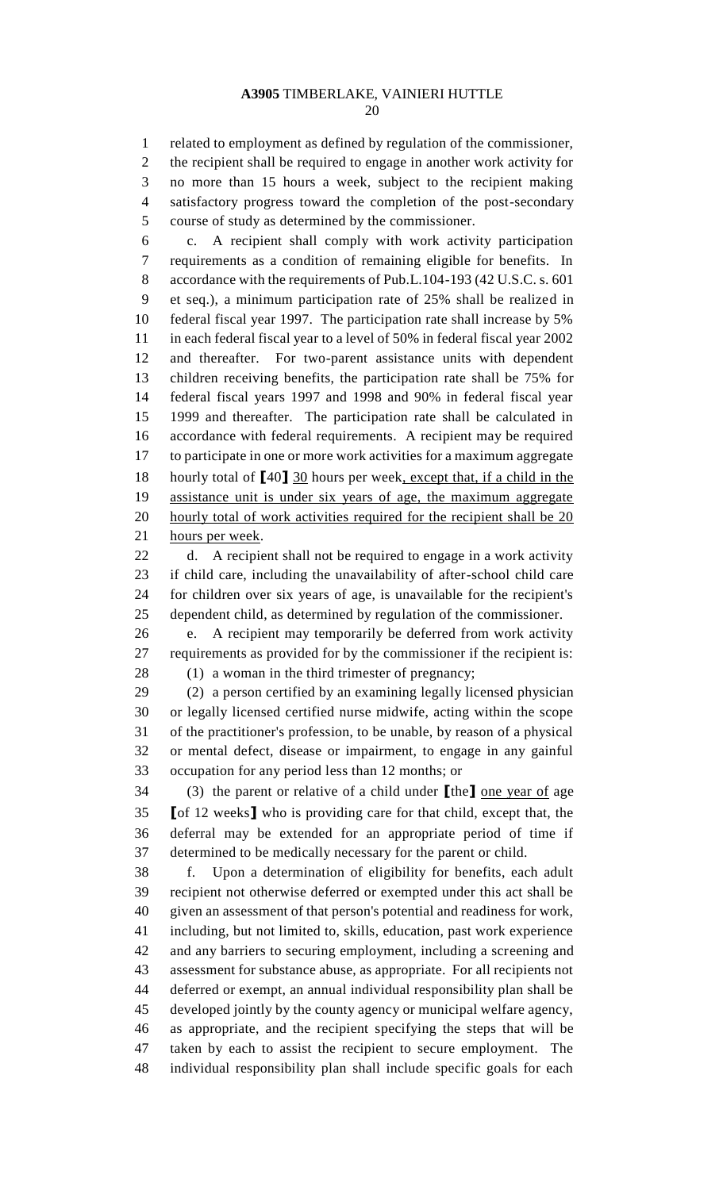related to employment as defined by regulation of the commissioner, the recipient shall be required to engage in another work activity for no more than 15 hours a week, subject to the recipient making satisfactory progress toward the completion of the post-secondary course of study as determined by the commissioner.

c. A recipient shall comply with work activity participation requirements as a condition of remaining eligible for benefits. In accordance with the requirements of Pub.L.104-193 (42 U.S.C. s. 601 et seq.), a minimum participation rate of 25% shall be realized in federal fiscal year 1997. The participation rate shall increase by 5% in each federal fiscal year to a level of 50% in federal fiscal year 2002 and thereafter. For two-parent assistance units with dependent children receiving benefits, the participation rate shall be 75% for federal fiscal years 1997 and 1998 and 90% in federal fiscal year 1999 and thereafter. The participation rate shall be calculated in accordance with federal requirements. A recipient may be required to participate in one or more work activities for a maximum aggregate hourly total of [40] <u>30</u> hours per week<u>, except that, if a child in the assistance unit is under six years of age, the maximum aggregate hourly total of work activities required for the recipient shall be 20 hours per week</u>.

d. A recipient shall not be required to engage in a work activity if child care, including the unavailability of after-school child care for children over six years of age, is unavailable for the recipient's dependent child, as determined by regulation of the commissioner.

e. A recipient may temporarily be deferred from work activity requirements as provided for by the commissioner if the recipient is:

(1) a woman in the third trimester of pregnancy;

(2) a person certified by an examining legally licensed physician or legally licensed certified nurse midwife, acting within the scope of the practitioner's profession, to be unable, by reason of a physical or mental defect, disease or impairment, to engage in any gainful occupation for any period less than 12 months; or

(3) the parent or relative of a child under [the] <u>one year of</u> age [of 12 weeks] who is providing care for that child, except that, the deferral may be extended for an appropriate period of time if determined to be medically necessary for the parent or child.

f. Upon a determination of eligibility for benefits, each adult recipient not otherwise deferred or exempted under this act shall be given an assessment of that person's potential and readiness for work, including, but not limited to, skills, education, past work experience and any barriers to securing employment, including a screening and assessment for substance abuse, as appropriate. For all recipients not deferred or exempt, an annual individual responsibility plan shall be developed jointly by the county agency or municipal welfare agency, as appropriate, and the recipient specifying the steps that will be taken by each to assist the recipient to secure employment. The individual responsibility plan shall include specific goals for each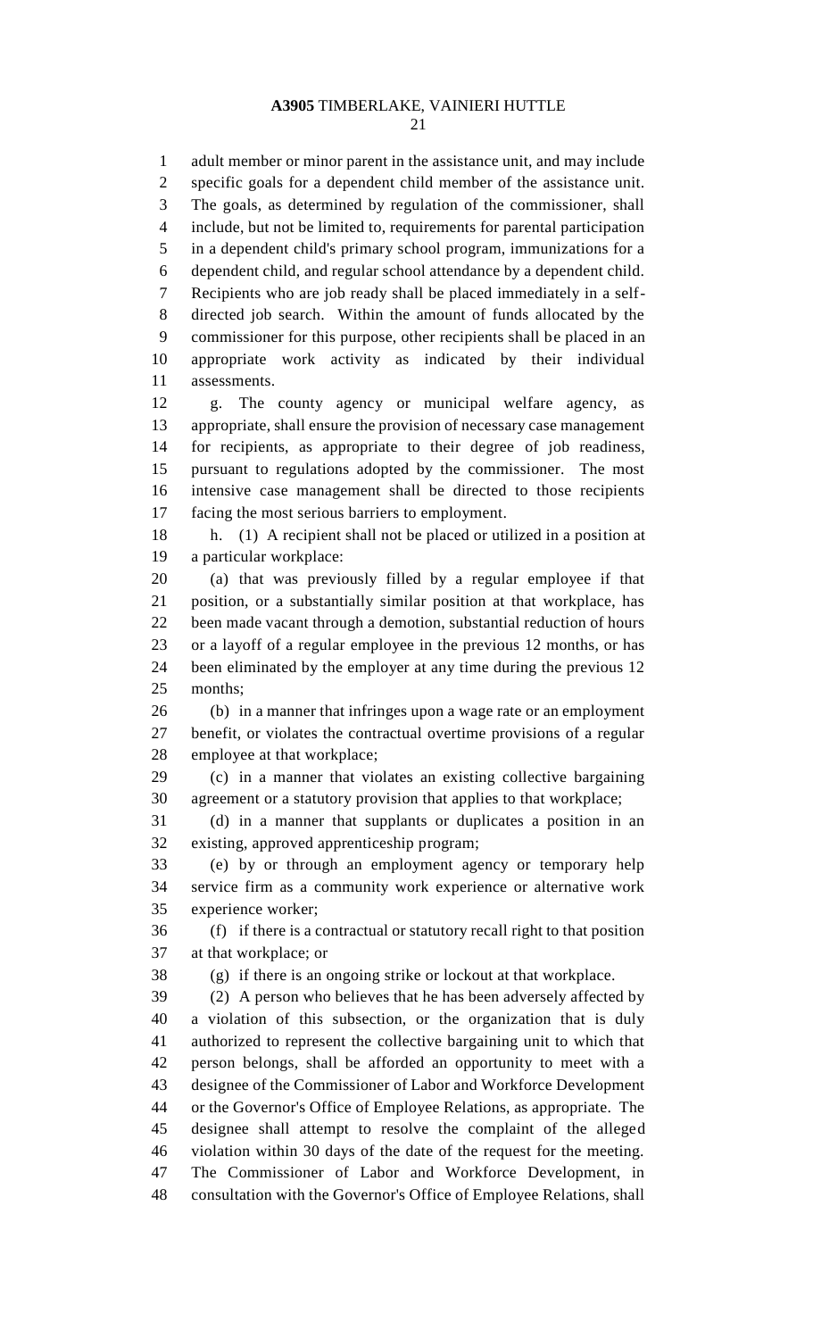adult member or minor parent in the assistance unit, and may include specific goals for a dependent child member of the assistance unit. The goals, as determined by regulation of the commissioner, shall include, but not be limited to, requirements for parental participation in a dependent child's primary school program, immunizations for a dependent child, and regular school attendance by a dependent child. Recipients who are job ready shall be placed immediately in a self-directed job search. Within the amount of funds allocated by the commissioner for this purpose, other recipients shall be placed in an appropriate work activity as indicated by their individual assessments.

g. The county agency or municipal welfare agency, as appropriate, shall ensure the provision of necessary case management for recipients, as appropriate to their degree of job readiness, pursuant to regulations adopted by the commissioner. The most intensive case management shall be directed to those recipients facing the most serious barriers to employment.

h. (1) A recipient shall not be placed or utilized in a position at a particular workplace:

(a) that was previously filled by a regular employee if that position, or a substantially similar position at that workplace, has been made vacant through a demotion, substantial reduction of hours or a layoff of a regular employee in the previous 12 months, or has been eliminated by the employer at any time during the previous 12 months;

(b) in a manner that infringes upon a wage rate or an employment benefit, or violates the contractual overtime provisions of a regular employee at that workplace;

(c) in a manner that violates an existing collective bargaining agreement or a statutory provision that applies to that workplace;

(d) in a manner that supplants or duplicates a position in an existing, approved apprenticeship program;

(e) by or through an employment agency or temporary help service firm as a community work experience or alternative work experience worker;

(f) if there is a contractual or statutory recall right to that position at that workplace; or

(g) if there is an ongoing strike or lockout at that workplace.

(2) A person who believes that he has been adversely affected by a violation of this subsection, or the organization that is duly authorized to represent the collective bargaining unit to which that person belongs, shall be afforded an opportunity to meet with a designee of the Commissioner of Labor and Workforce Development or the Governor's Office of Employee Relations, as appropriate. The designee shall attempt to resolve the complaint of the alleged violation within 30 days of the date of the request for the meeting. The Commissioner of Labor and Workforce Development, in consultation with the Governor's Office of Employee Relations, shall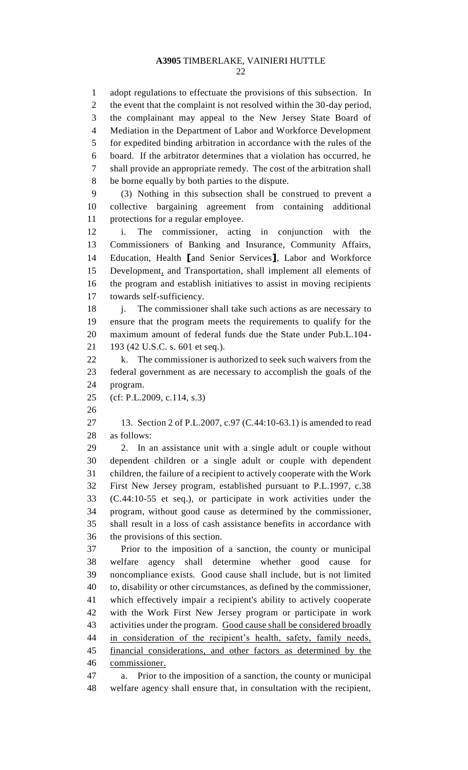adopt regulations to effectuate the provisions of this subsection. In the event that the complaint is not resolved within the 30-day period, the complainant may appeal to the New Jersey State Board of Mediation in the Department of Labor and Workforce Development for expedited binding arbitration in accordance with the rules of the board. If the arbitrator determines that a violation has occurred, he shall provide an appropriate remedy. The cost of the arbitration shall be borne equally by both parties to the dispute.

(3) Nothing in this subsection shall be construed to prevent a collective bargaining agreement from containing additional protections for a regular employee.

i. The commissioner, acting in conjunction with the Commissioners of Banking and Insurance, Community Affairs, Education, Health ⟦and Senior Services⟧, Labor and Workforce Development, and Transportation, shall implement all elements of the program and establish initiatives to assist in moving recipients towards self-sufficiency.

j. The commissioner shall take such actions as are necessary to ensure that the program meets the requirements to qualify for the maximum amount of federal funds due the State under Pub.L.104-193 (42 U.S.C. s. 601 et seq.).

k. The commissioner is authorized to seek such waivers from the federal government as are necessary to accomplish the goals of the program.

(cf: P.L.2009, c.114, s.3)

13. Section 2 of P.L.2007, c.97 (C.44:10-63.1) is amended to read as follows:

2. In an assistance unit with a single adult or couple without dependent children or a single adult or couple with dependent children, the failure of a recipient to actively cooperate with the Work First New Jersey program, established pursuant to P.L.1997, c.38 (C.44:10-55 et seq.), or participate in work activities under the program, without good cause as determined by the commissioner, shall result in a loss of cash assistance benefits in accordance with the provisions of this section.

Prior to the imposition of a sanction, the county or municipal welfare agency shall determine whether good cause for noncompliance exists. Good cause shall include, but is not limited to, disability or other circumstances, as defined by the commissioner, which effectively impair a recipient's ability to actively cooperate with the Work First New Jersey program or participate in work activities under the program. <u>Good cause shall be considered broadly in consideration of the recipient's health, safety, family needs, financial considerations, and other factors as determined by the commissioner.</u>

a. Prior to the imposition of a sanction, the county or municipal welfare agency shall ensure that, in consultation with the recipient,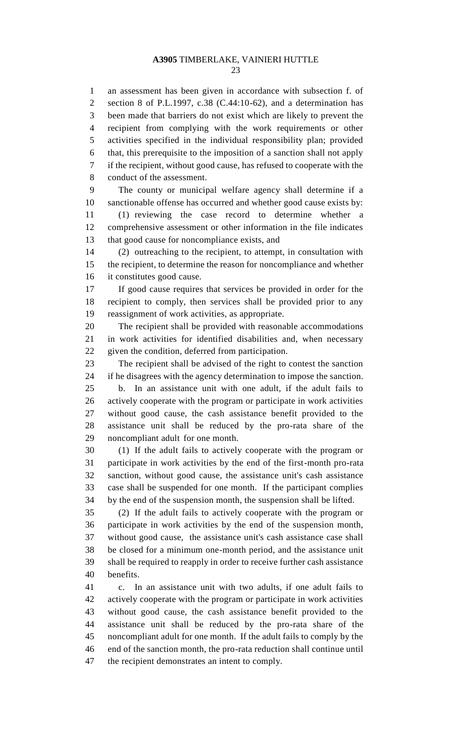an assessment has been given in accordance with subsection f. of section 8 of P.L.1997, c.38 (C.44:10-62), and a determination has been made that barriers do not exist which are likely to prevent the recipient from complying with the work requirements or other activities specified in the individual responsibility plan; provided that, this prerequisite to the imposition of a sanction shall not apply if the recipient, without good cause, has refused to cooperate with the conduct of the assessment.

The county or municipal welfare agency shall determine if a sanctionable offense has occurred and whether good cause exists by:

(1) reviewing the case record to determine whether a comprehensive assessment or other information in the file indicates that good cause for noncompliance exists, and

(2) outreaching to the recipient, to attempt, in consultation with the recipient, to determine the reason for noncompliance and whether it constitutes good cause.

If good cause requires that services be provided in order for the recipient to comply, then services shall be provided prior to any reassignment of work activities, as appropriate.

The recipient shall be provided with reasonable accommodations in work activities for identified disabilities and, when necessary given the condition, deferred from participation.

The recipient shall be advised of the right to contest the sanction if he disagrees with the agency determination to impose the sanction.

b. In an assistance unit with one adult, if the adult fails to actively cooperate with the program or participate in work activities without good cause, the cash assistance benefit provided to the assistance unit shall be reduced by the pro-rata share of the noncompliant adult for one month.

(1) If the adult fails to actively cooperate with the program or participate in work activities by the end of the first-month pro-rata sanction, without good cause, the assistance unit's cash assistance case shall be suspended for one month. If the participant complies by the end of the suspension month, the suspension shall be lifted.

(2) If the adult fails to actively cooperate with the program or participate in work activities by the end of the suspension month, without good cause, the assistance unit's cash assistance case shall be closed for a minimum one-month period, and the assistance unit shall be required to reapply in order to receive further cash assistance benefits.

c. In an assistance unit with two adults, if one adult fails to actively cooperate with the program or participate in work activities without good cause, the cash assistance benefit provided to the assistance unit shall be reduced by the pro-rata share of the noncompliant adult for one month. If the adult fails to comply by the end of the sanction month, the pro-rata reduction shall continue until the recipient demonstrates an intent to comply.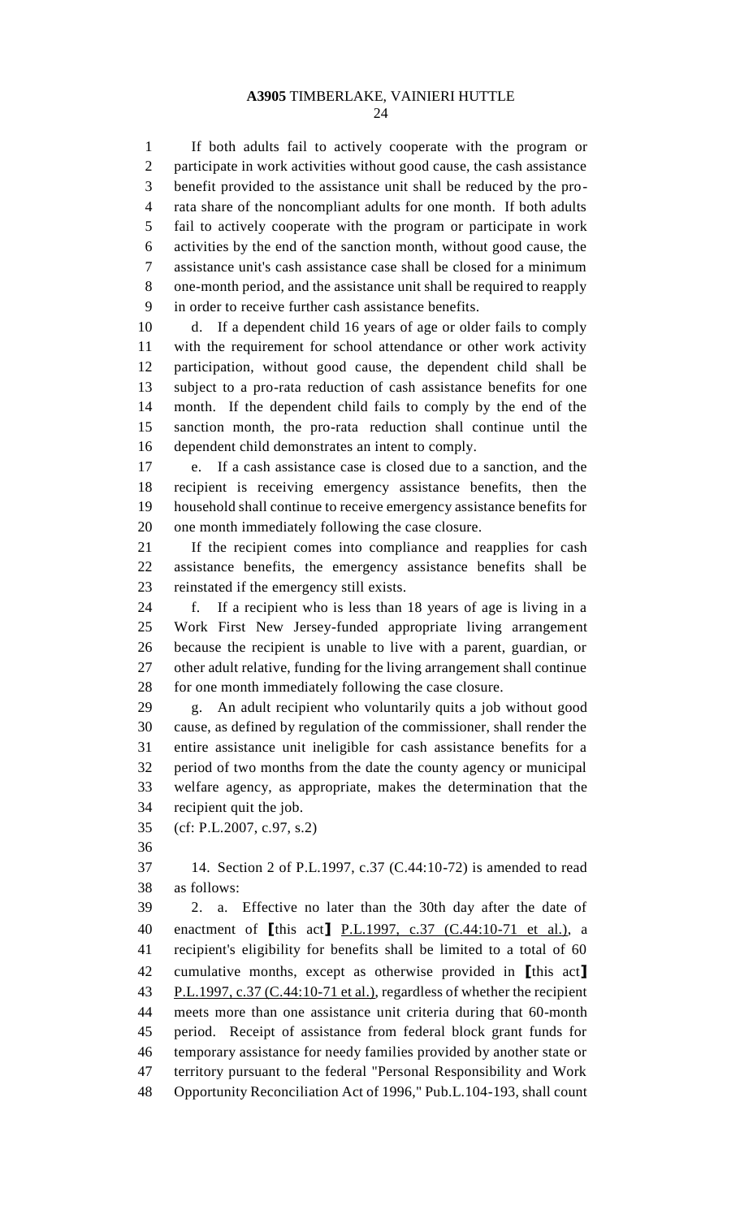If both adults fail to actively cooperate with the program or participate in work activities without good cause, the cash assistance benefit provided to the assistance unit shall be reduced by the pro-rata share of the noncompliant adults for one month. If both adults fail to actively cooperate with the program or participate in work activities by the end of the sanction month, without good cause, the assistance unit's cash assistance case shall be closed for a minimum one-month period, and the assistance unit shall be required to reapply in order to receive further cash assistance benefits.

d. If a dependent child 16 years of age or older fails to comply with the requirement for school attendance or other work activity participation, without good cause, the dependent child shall be subject to a pro-rata reduction of cash assistance benefits for one month. If the dependent child fails to comply by the end of the sanction month, the pro-rata reduction shall continue until the dependent child demonstrates an intent to comply.

e. If a cash assistance case is closed due to a sanction, and the recipient is receiving emergency assistance benefits, then the household shall continue to receive emergency assistance benefits for one month immediately following the case closure.

If the recipient comes into compliance and reapplies for cash assistance benefits, the emergency assistance benefits shall be reinstated if the emergency still exists.

f. If a recipient who is less than 18 years of age is living in a Work First New Jersey-funded appropriate living arrangement because the recipient is unable to live with a parent, guardian, or other adult relative, funding for the living arrangement shall continue for one month immediately following the case closure.

g. An adult recipient who voluntarily quits a job without good cause, as defined by regulation of the commissioner, shall render the entire assistance unit ineligible for cash assistance benefits for a period of two months from the date the county agency or municipal welfare agency, as appropriate, makes the determination that the recipient quit the job.

(cf: P.L.2007, c.97, s.2)

14. Section 2 of P.L.1997, c.37 (C.44:10-72) is amended to read as follows:

2. a. Effective no later than the 30th day after the date of enactment of [this act] <u>P.L.1997, c.37 (C.44:10-71 et al.)</u>, a recipient's eligibility for benefits shall be limited to a total of 60 cumulative months, except as otherwise provided in [this act] <u>P.L.1997, c.37 (C.44:10-71 et al.)</u>, regardless of whether the recipient meets more than one assistance unit criteria during that 60-month period. Receipt of assistance from federal block grant funds for temporary assistance for needy families provided by another state or territory pursuant to the federal "Personal Responsibility and Work Opportunity Reconciliation Act of 1996," Pub.L.104-193, shall count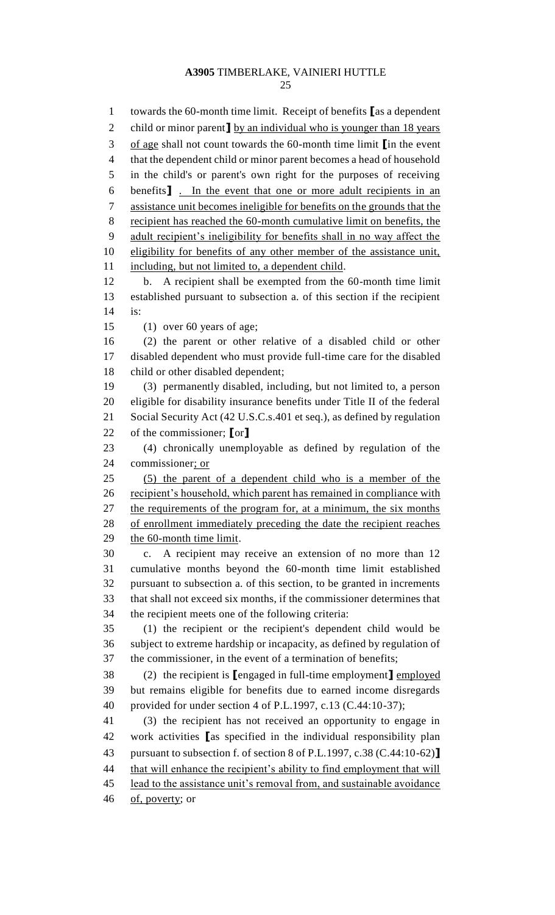towards the 60-month time limit. Receipt of benefits [as a dependent child or minor parent] by an individual who is younger than 18 years of age shall not count towards the 60-month time limit [in the event that the dependent child or minor parent becomes a head of household in the child's or parent's own right for the purposes of receiving benefits] . In the event that one or more adult recipients in an assistance unit becomes ineligible for benefits on the grounds that the recipient has reached the 60-month cumulative limit on benefits, the adult recipient's ineligibility for benefits shall in no way affect the eligibility for benefits of any other member of the assistance unit, including, but not limited to, a dependent child.

b. A recipient shall be exempted from the 60-month time limit established pursuant to subsection a. of this section if the recipient is:

(1) over 60 years of age;

(2) the parent or other relative of a disabled child or other disabled dependent who must provide full-time care for the disabled child or other disabled dependent;

(3) permanently disabled, including, but not limited to, a person eligible for disability insurance benefits under Title II of the federal Social Security Act (42 U.S.C.s.401 et seq.), as defined by regulation of the commissioner; [or]

(4) chronically unemployable as defined by regulation of the commissioner; or

(5) the parent of a dependent child who is a member of the recipient's household, which parent has remained in compliance with the requirements of the program for, at a minimum, the six months of enrollment immediately preceding the date the recipient reaches the 60-month time limit.

c. A recipient may receive an extension of no more than 12 cumulative months beyond the 60-month time limit established pursuant to subsection a. of this section, to be granted in increments that shall not exceed six months, if the commissioner determines that the recipient meets one of the following criteria:

(1) the recipient or the recipient's dependent child would be subject to extreme hardship or incapacity, as defined by regulation of the commissioner, in the event of a termination of benefits;

(2) the recipient is [engaged in full-time employment] employed but remains eligible for benefits due to earned income disregards provided for under section 4 of P.L.1997, c.13 (C.44:10-37);

(3) the recipient has not received an opportunity to engage in work activities [as specified in the individual responsibility plan pursuant to subsection f. of section 8 of P.L.1997, c.38 (C.44:10-62)] that will enhance the recipient's ability to find employment that will lead to the assistance unit's removal from, and sustainable avoidance of, poverty; or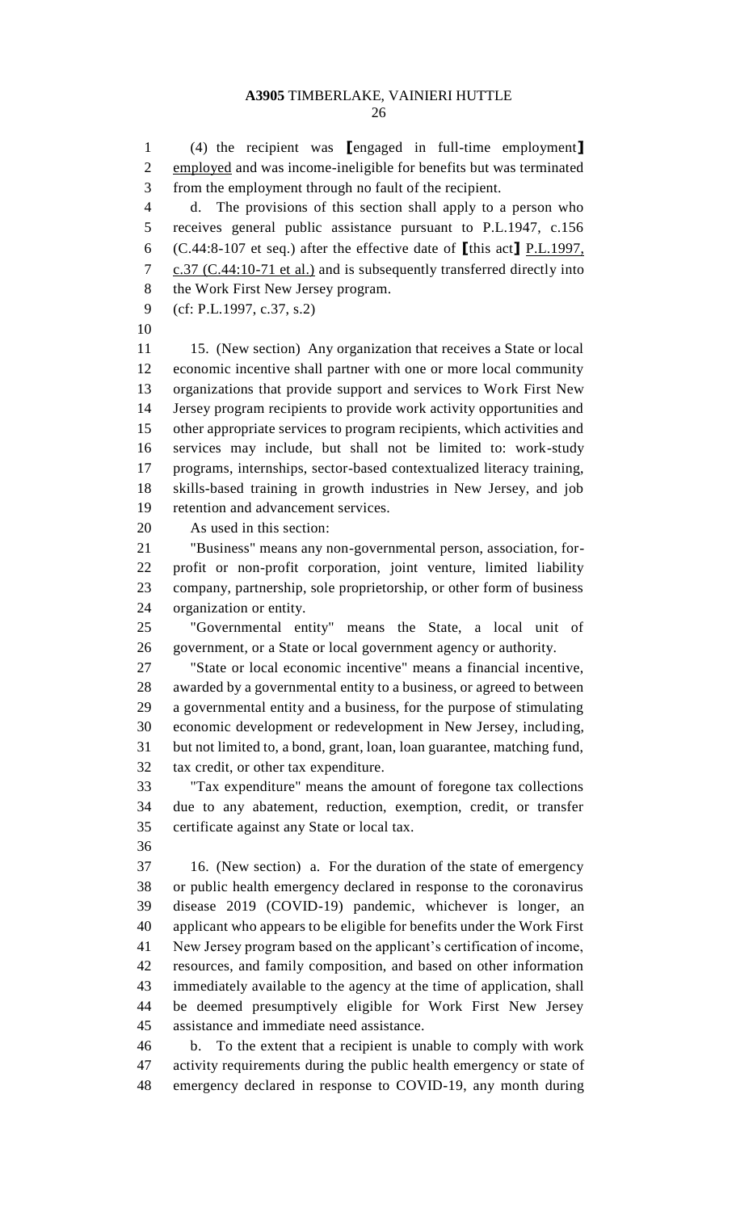(4) the recipient was ⟦engaged in full-time employment⟧ employed and was income-ineligible for benefits but was terminated from the employment through no fault of the recipient.

d. The provisions of this section shall apply to a person who receives general public assistance pursuant to P.L.1947, c.156 (C.44:8-107 et seq.) after the effective date of ⟦this act⟧ P.L.1997, c.37 (C.44:10-71 et al.) and is subsequently transferred directly into the Work First New Jersey program.

(cf: P.L.1997, c.37, s.2)

15. (New section) Any organization that receives a State or local economic incentive shall partner with one or more local community organizations that provide support and services to Work First New Jersey program recipients to provide work activity opportunities and other appropriate services to program recipients, which activities and services may include, but shall not be limited to: work-study programs, internships, sector-based contextualized literacy training, skills-based training in growth industries in New Jersey, and job retention and advancement services.

As used in this section:

"Business" means any non-governmental person, association, for-profit or non-profit corporation, joint venture, limited liability company, partnership, sole proprietorship, or other form of business organization or entity.

"Governmental entity" means the State, a local unit of government, or a State or local government agency or authority.

"State or local economic incentive" means a financial incentive, awarded by a governmental entity to a business, or agreed to between a governmental entity and a business, for the purpose of stimulating economic development or redevelopment in New Jersey, including, but not limited to, a bond, grant, loan, loan guarantee, matching fund, tax credit, or other tax expenditure.

"Tax expenditure" means the amount of foregone tax collections due to any abatement, reduction, exemption, credit, or transfer certificate against any State or local tax.

16. (New section) a. For the duration of the state of emergency or public health emergency declared in response to the coronavirus disease 2019 (COVID-19) pandemic, whichever is longer, an applicant who appears to be eligible for benefits under the Work First New Jersey program based on the applicant's certification of income, resources, and family composition, and based on other information immediately available to the agency at the time of application, shall be deemed presumptively eligible for Work First New Jersey assistance and immediate need assistance.

b. To the extent that a recipient is unable to comply with work activity requirements during the public health emergency or state of emergency declared in response to COVID-19, any month during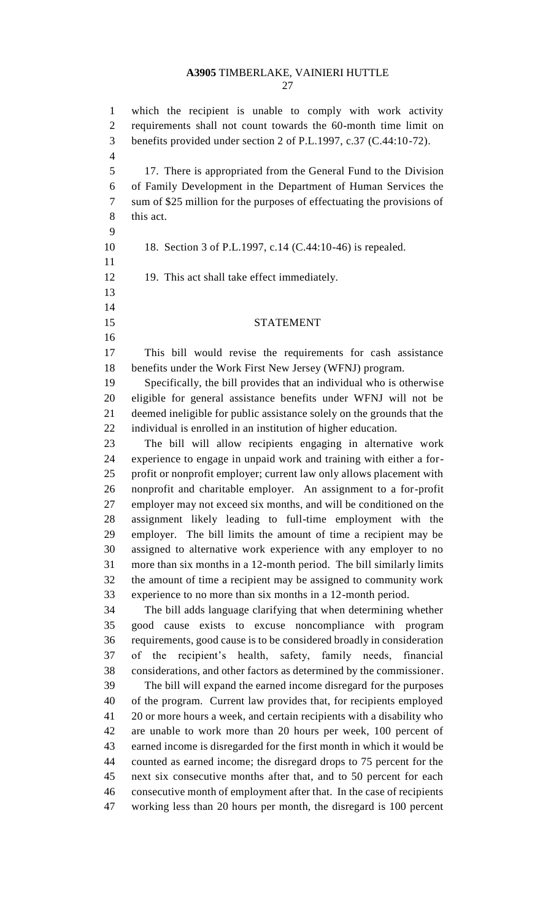which the recipient is unable to comply with work activity requirements shall not count towards the 60-month time limit on benefits provided under section 2 of P.L.1997, c.37 (C.44:10-72).

17. There is appropriated from the General Fund to the Division of Family Development in the Department of Human Services the sum of $25 million for the purposes of effectuating the provisions of this act.

18. Section 3 of P.L.1997, c.14 (C.44:10-46) is repealed.

19. This act shall take effect immediately.

## STATEMENT

This bill would revise the requirements for cash assistance benefits under the Work First New Jersey (WFNJ) program.

Specifically, the bill provides that an individual who is otherwise eligible for general assistance benefits under WFNJ will not be deemed ineligible for public assistance solely on the grounds that the individual is enrolled in an institution of higher education.

The bill will allow recipients engaging in alternative work experience to engage in unpaid work and training with either a for-profit or nonprofit employer; current law only allows placement with nonprofit and charitable employer. An assignment to a for-profit employer may not exceed six months, and will be conditioned on the assignment likely leading to full-time employment with the employer. The bill limits the amount of time a recipient may be assigned to alternative work experience with any employer to no more than six months in a 12-month period. The bill similarly limits the amount of time a recipient may be assigned to community work experience to no more than six months in a 12-month period.

The bill adds language clarifying that when determining whether good cause exists to excuse noncompliance with program requirements, good cause is to be considered broadly in consideration of the recipient's health, safety, family needs, financial considerations, and other factors as determined by the commissioner.

The bill will expand the earned income disregard for the purposes of the program. Current law provides that, for recipients employed 20 or more hours a week, and certain recipients with a disability who are unable to work more than 20 hours per week, 100 percent of earned income is disregarded for the first month in which it would be counted as earned income; the disregard drops to 75 percent for the next six consecutive months after that, and to 50 percent for each consecutive month of employment after that. In the case of recipients working less than 20 hours per month, the disregard is 100 percent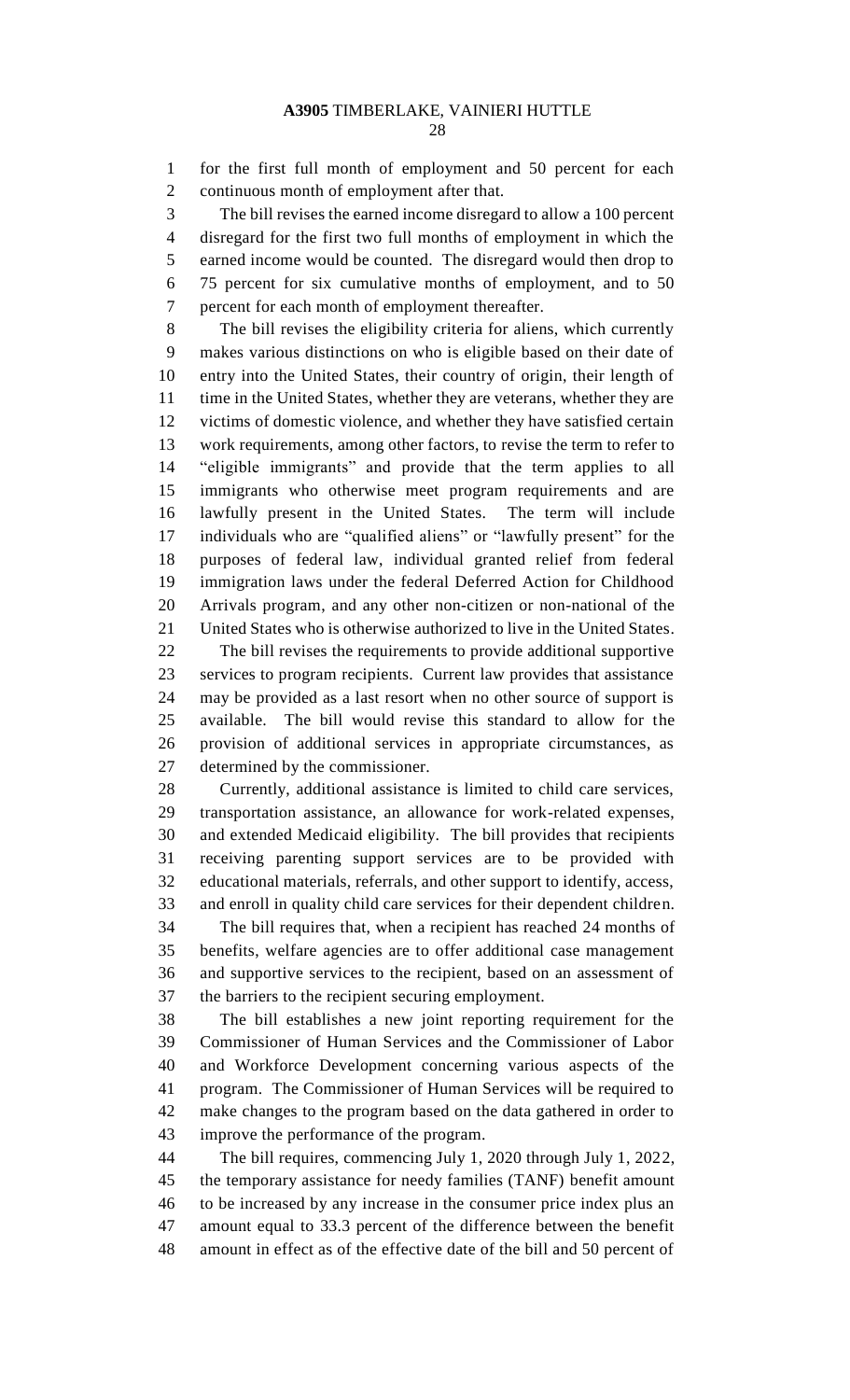for the first full month of employment and 50 percent for each continuous month of employment after that.

The bill revises the earned income disregard to allow a 100 percent disregard for the first two full months of employment in which the earned income would be counted. The disregard would then drop to 75 percent for six cumulative months of employment, and to 50 percent for each month of employment thereafter.

The bill revises the eligibility criteria for aliens, which currently makes various distinctions on who is eligible based on their date of entry into the United States, their country of origin, their length of time in the United States, whether they are veterans, whether they are victims of domestic violence, and whether they have satisfied certain work requirements, among other factors, to revise the term to refer to "eligible immigrants" and provide that the term applies to all immigrants who otherwise meet program requirements and are lawfully present in the United States. The term will include individuals who are "qualified aliens" or "lawfully present" for the purposes of federal law, individual granted relief from federal immigration laws under the federal Deferred Action for Childhood Arrivals program, and any other non-citizen or non-national of the United States who is otherwise authorized to live in the United States.

The bill revises the requirements to provide additional supportive services to program recipients. Current law provides that assistance may be provided as a last resort when no other source of support is available. The bill would revise this standard to allow for the provision of additional services in appropriate circumstances, as determined by the commissioner.

Currently, additional assistance is limited to child care services, transportation assistance, an allowance for work-related expenses, and extended Medicaid eligibility. The bill provides that recipients receiving parenting support services are to be provided with educational materials, referrals, and other support to identify, access, and enroll in quality child care services for their dependent children.

The bill requires that, when a recipient has reached 24 months of benefits, welfare agencies are to offer additional case management and supportive services to the recipient, based on an assessment of the barriers to the recipient securing employment.

The bill establishes a new joint reporting requirement for the Commissioner of Human Services and the Commissioner of Labor and Workforce Development concerning various aspects of the program. The Commissioner of Human Services will be required to make changes to the program based on the data gathered in order to improve the performance of the program.

The bill requires, commencing July 1, 2020 through July 1, 2022, the temporary assistance for needy families (TANF) benefit amount to be increased by any increase in the consumer price index plus an amount equal to 33.3 percent of the difference between the benefit amount in effect as of the effective date of the bill and 50 percent of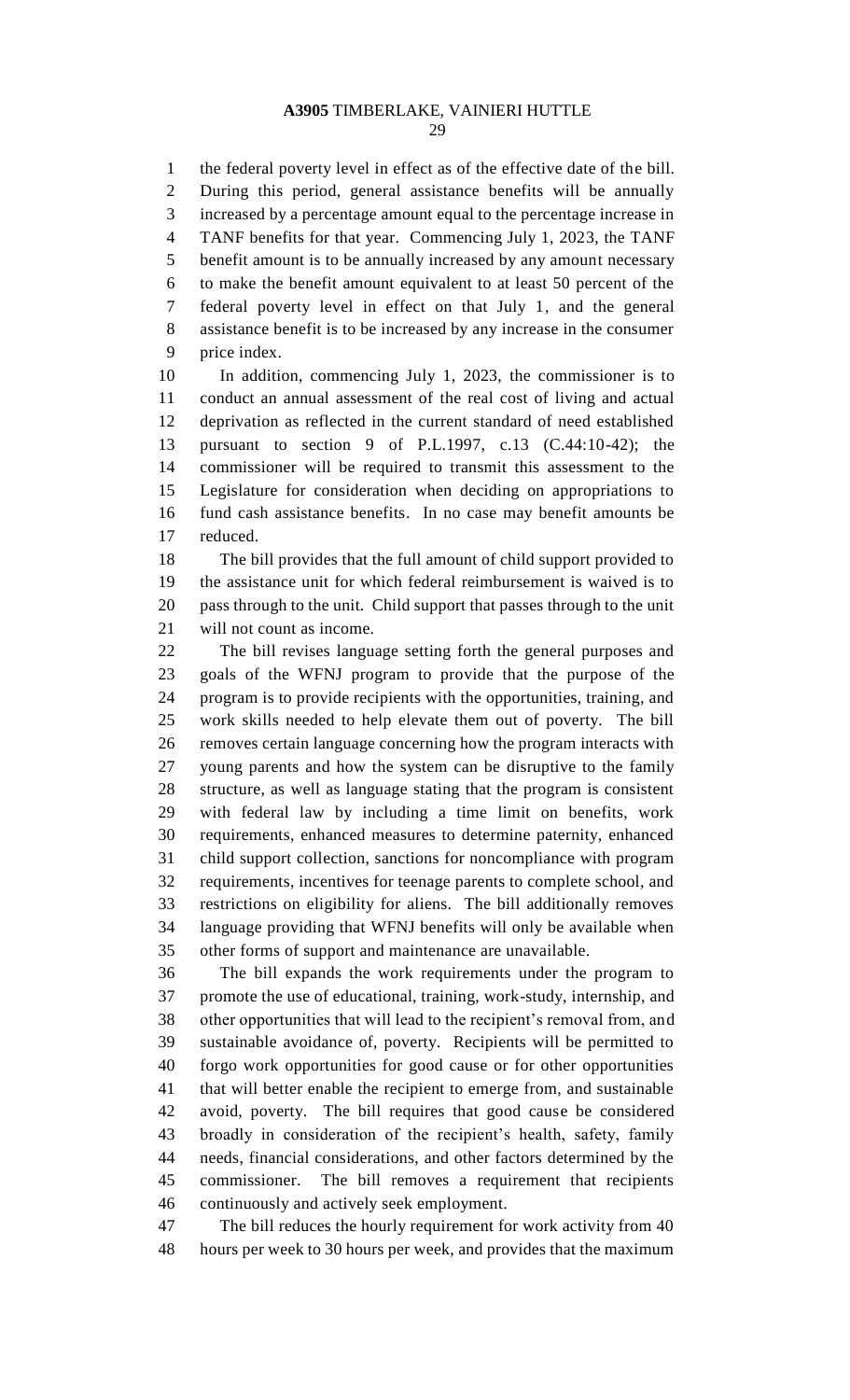the federal poverty level in effect as of the effective date of the bill. During this period, general assistance benefits will be annually increased by a percentage amount equal to the percentage increase in TANF benefits for that year. Commencing July 1, 2023, the TANF benefit amount is to be annually increased by any amount necessary to make the benefit amount equivalent to at least 50 percent of the federal poverty level in effect on that July 1, and the general assistance benefit is to be increased by any increase in the consumer price index.

In addition, commencing July 1, 2023, the commissioner is to conduct an annual assessment of the real cost of living and actual deprivation as reflected in the current standard of need established pursuant to section 9 of P.L.1997, c.13 (C.44:10-42); the commissioner will be required to transmit this assessment to the Legislature for consideration when deciding on appropriations to fund cash assistance benefits. In no case may benefit amounts be reduced.

The bill provides that the full amount of child support provided to the assistance unit for which federal reimbursement is waived is to pass through to the unit. Child support that passes through to the unit will not count as income.

The bill revises language setting forth the general purposes and goals of the WFNJ program to provide that the purpose of the program is to provide recipients with the opportunities, training, and work skills needed to help elevate them out of poverty. The bill removes certain language concerning how the program interacts with young parents and how the system can be disruptive to the family structure, as well as language stating that the program is consistent with federal law by including a time limit on benefits, work requirements, enhanced measures to determine paternity, enhanced child support collection, sanctions for noncompliance with program requirements, incentives for teenage parents to complete school, and restrictions on eligibility for aliens. The bill additionally removes language providing that WFNJ benefits will only be available when other forms of support and maintenance are unavailable.

The bill expands the work requirements under the program to promote the use of educational, training, work-study, internship, and other opportunities that will lead to the recipient's removal from, and sustainable avoidance of, poverty. Recipients will be permitted to forgo work opportunities for good cause or for other opportunities that will better enable the recipient to emerge from, and sustainable avoid, poverty. The bill requires that good cause be considered broadly in consideration of the recipient's health, safety, family needs, financial considerations, and other factors determined by the commissioner. The bill removes a requirement that recipients continuously and actively seek employment.

The bill reduces the hourly requirement for work activity from 40 hours per week to 30 hours per week, and provides that the maximum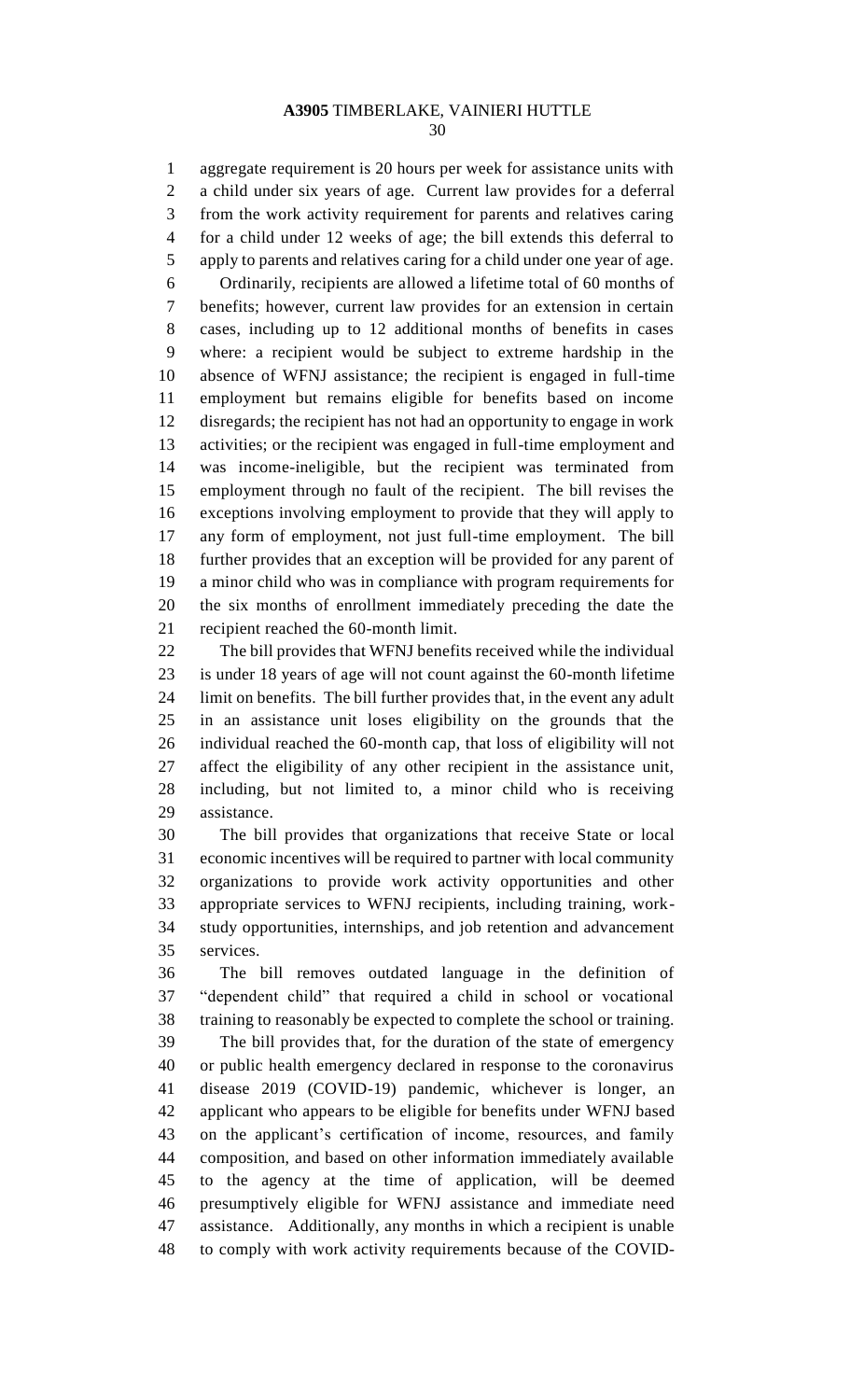aggregate requirement is 20 hours per week for assistance units with a child under six years of age. Current law provides for a deferral from the work activity requirement for parents and relatives caring for a child under 12 weeks of age; the bill extends this deferral to apply to parents and relatives caring for a child under one year of age.

Ordinarily, recipients are allowed a lifetime total of 60 months of benefits; however, current law provides for an extension in certain cases, including up to 12 additional months of benefits in cases where: a recipient would be subject to extreme hardship in the absence of WFNJ assistance; the recipient is engaged in full-time employment but remains eligible for benefits based on income disregards; the recipient has not had an opportunity to engage in work activities; or the recipient was engaged in full-time employment and was income-ineligible, but the recipient was terminated from employment through no fault of the recipient. The bill revises the exceptions involving employment to provide that they will apply to any form of employment, not just full-time employment. The bill further provides that an exception will be provided for any parent of a minor child who was in compliance with program requirements for the six months of enrollment immediately preceding the date the recipient reached the 60-month limit.

The bill provides that WFNJ benefits received while the individual is under 18 years of age will not count against the 60-month lifetime limit on benefits. The bill further provides that, in the event any adult in an assistance unit loses eligibility on the grounds that the individual reached the 60-month cap, that loss of eligibility will not affect the eligibility of any other recipient in the assistance unit, including, but not limited to, a minor child who is receiving assistance.

The bill provides that organizations that receive State or local economic incentives will be required to partner with local community organizations to provide work activity opportunities and other appropriate services to WFNJ recipients, including training, work-study opportunities, internships, and job retention and advancement services.

The bill removes outdated language in the definition of "dependent child" that required a child in school or vocational training to reasonably be expected to complete the school or training.

The bill provides that, for the duration of the state of emergency or public health emergency declared in response to the coronavirus disease 2019 (COVID-19) pandemic, whichever is longer, an applicant who appears to be eligible for benefits under WFNJ based on the applicant's certification of income, resources, and family composition, and based on other information immediately available to the agency at the time of application, will be deemed presumptively eligible for WFNJ assistance and immediate need assistance. Additionally, any months in which a recipient is unable to comply with work activity requirements because of the COVID-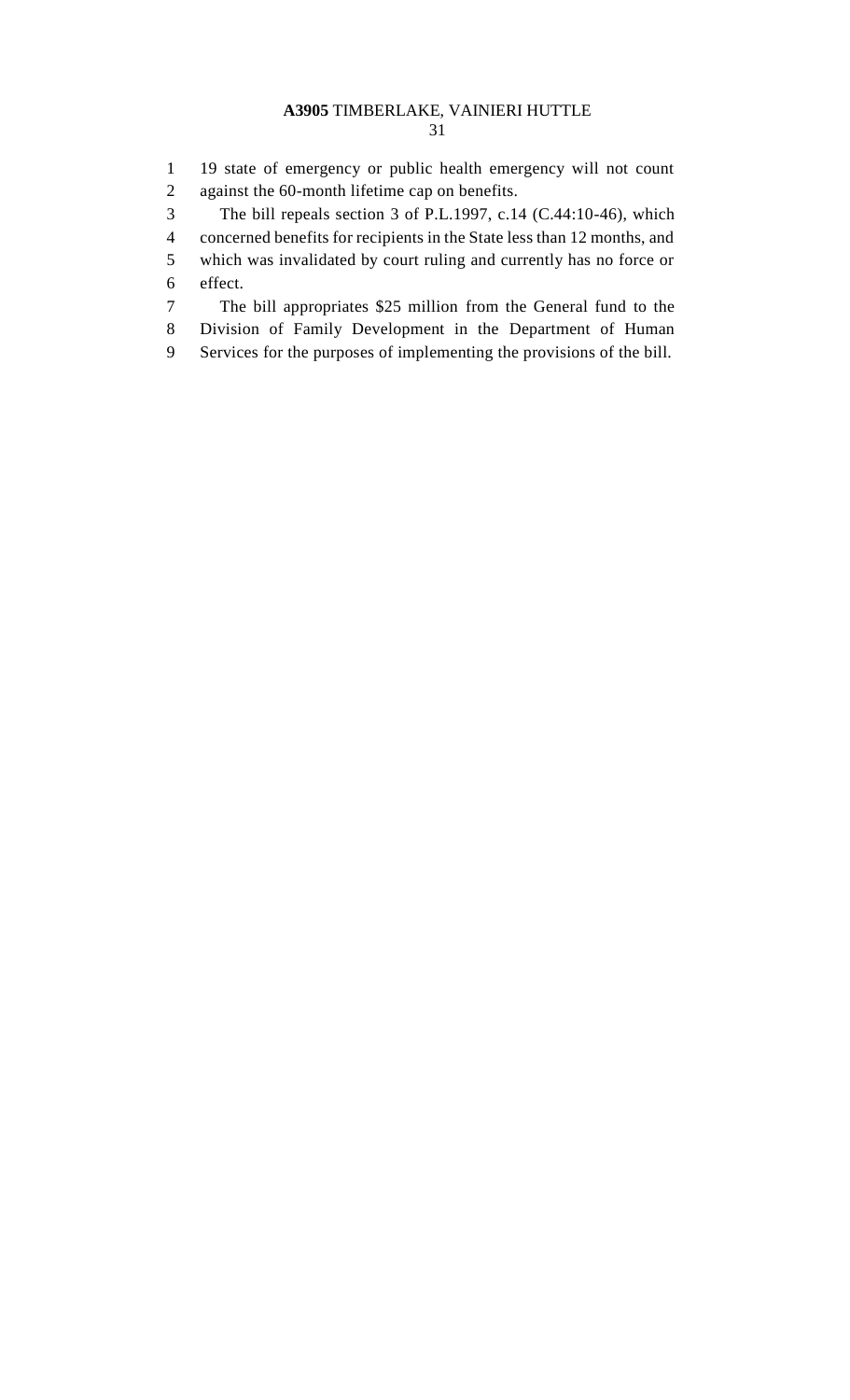19 state of emergency or public health emergency will not count against the 60-month lifetime cap on benefits.

The bill repeals section 3 of P.L.1997, c.14 (C.44:10-46), which concerned benefits for recipients in the State less than 12 months, and which was invalidated by court ruling and currently has no force or effect.

The bill appropriates $25 million from the General fund to the Division of Family Development in the Department of Human Services for the purposes of implementing the provisions of the bill.